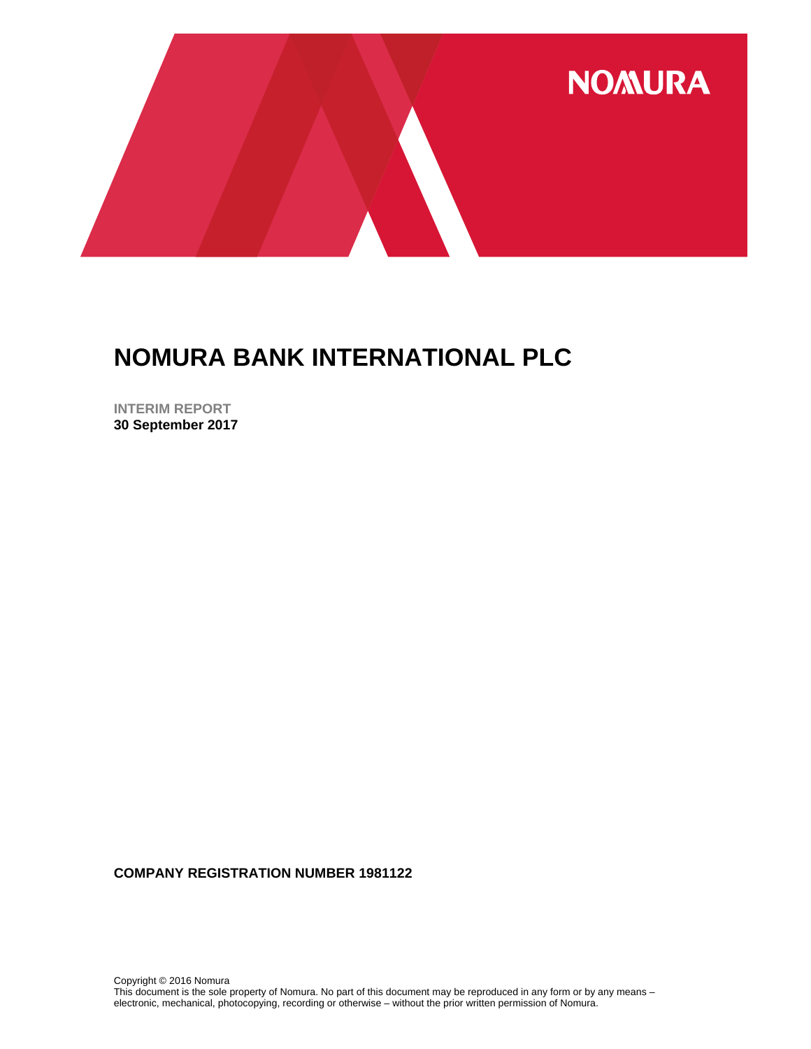NOMURA

# NOMURA BANK INTERNATIONAL PLC

**INTERIM REPORT**
**30 September 2017**

**COMPANY REGISTRATION NUMBER 1981122**

Copyright © 2016 Nomura
This document is the sole property of Nomura. No part of this document may be reproduced in any form or by any means – electronic, mechanical, photocopying, recording or otherwise – without the prior written permission of Nomura.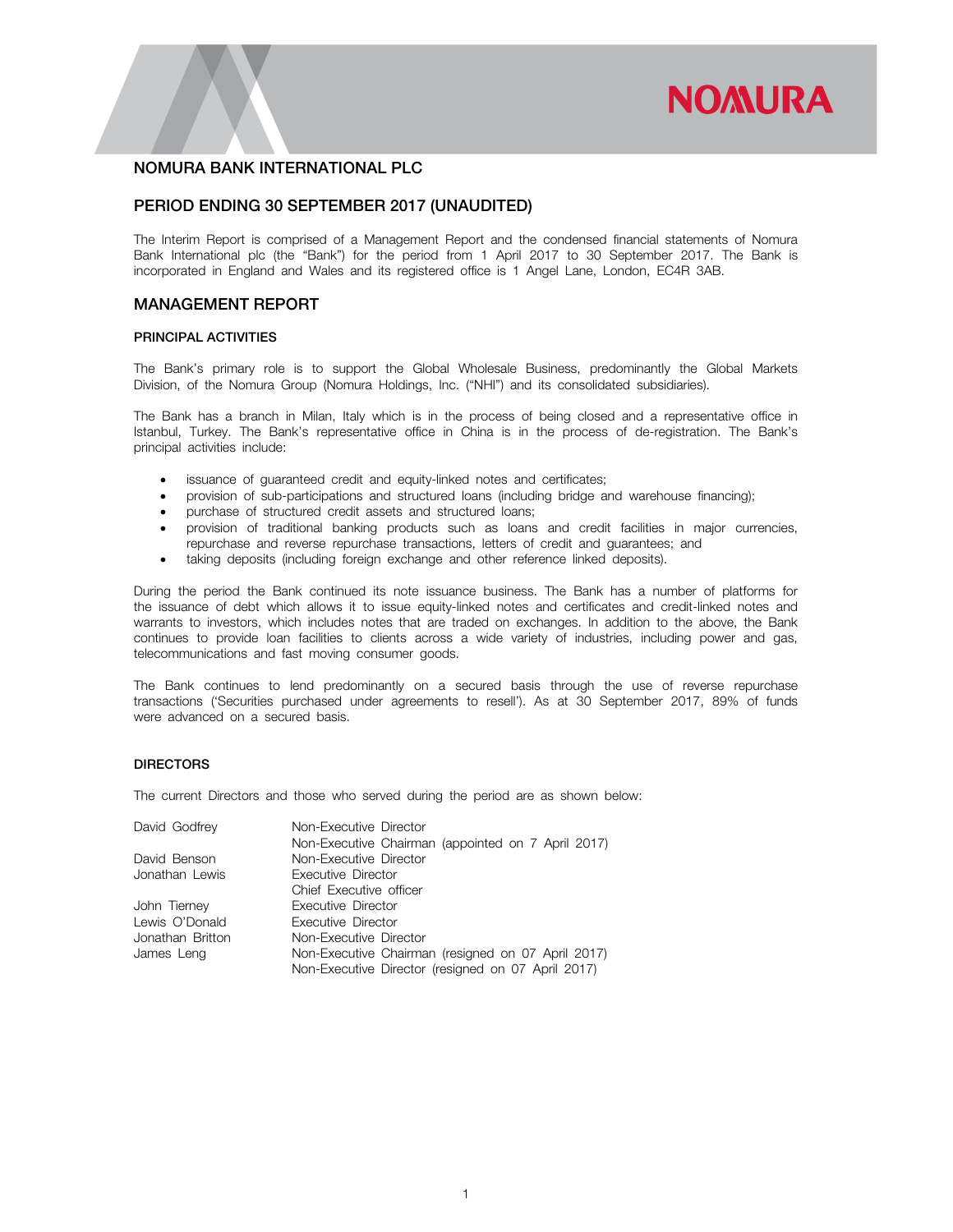# NOMURA BANK INTERNATIONAL PLC

## PERIOD ENDING 30 SEPTEMBER 2017 (UNAUDITED)

The Interim Report is comprised of a Management Report and the condensed financial statements of Nomura Bank International plc (the "Bank") for the period from 1 April 2017 to 30 September 2017. The Bank is incorporated in England and Wales and its registered office is 1 Angel Lane, London, EC4R 3AB.

## MANAGEMENT REPORT

### PRINCIPAL ACTIVITIES

The Bank's primary role is to support the Global Wholesale Business, predominantly the Global Markets Division, of the Nomura Group (Nomura Holdings, Inc. ("NHI") and its consolidated subsidiaries).

The Bank has a branch in Milan, Italy which is in the process of being closed and a representative office in Istanbul, Turkey. The Bank's representative office in China is in the process of de-registration. The Bank's principal activities include:

- issuance of guaranteed credit and equity-linked notes and certificates;
- provision of sub-participations and structured loans (including bridge and warehouse financing);
- purchase of structured credit assets and structured loans;
- provision of traditional banking products such as loans and credit facilities in major currencies, repurchase and reverse repurchase transactions, letters of credit and guarantees; and
- taking deposits (including foreign exchange and other reference linked deposits).

During the period the Bank continued its note issuance business. The Bank has a number of platforms for the issuance of debt which allows it to issue equity-linked notes and certificates and credit-linked notes and warrants to investors, which includes notes that are traded on exchanges. In addition to the above, the Bank continues to provide loan facilities to clients across a wide variety of industries, including power and gas, telecommunications and fast moving consumer goods.

The Bank continues to lend predominantly on a secured basis through the use of reverse repurchase transactions ('Securities purchased under agreements to resell'). As at 30 September 2017, 89% of funds were advanced on a secured basis.

### DIRECTORS

The current Directors and those who served during the period are as shown below:

| | |
|---|---|
| David Godfrey | Non-Executive Director<br>Non-Executive Chairman (appointed on 7 April 2017) |
| David Benson | Non-Executive Director |
| Jonathan Lewis | Executive Director<br>Chief Executive officer |
| John Tierney | Executive Director |
| Lewis O'Donald | Executive Director |
| Jonathan Britton | Non-Executive Director |
| James Leng | Non-Executive Chairman (resigned on 07 April 2017)<br>Non-Executive Director (resigned on 07 April 2017) |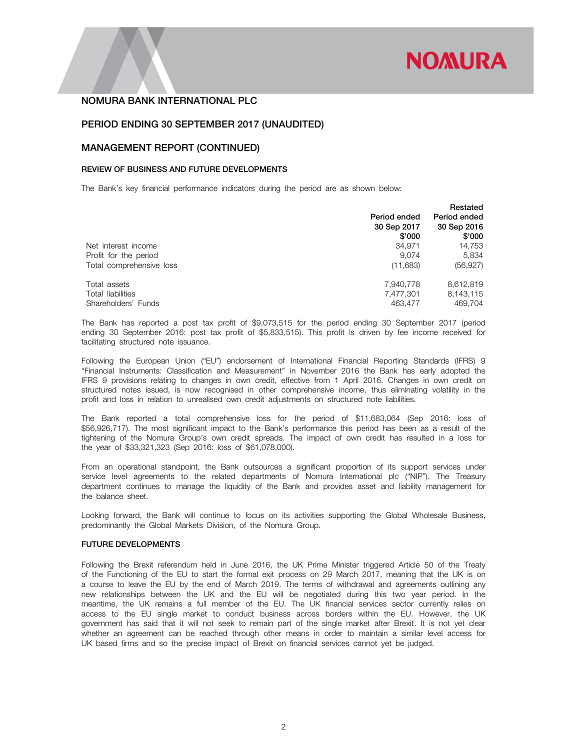# NOMURA BANK INTERNATIONAL PLC

## PERIOD ENDING 30 SEPTEMBER 2017 (UNAUDITED)

## MANAGEMENT REPORT (CONTINUED)

### REVIEW OF BUSINESS AND FUTURE DEVELOPMENTS

The Bank's key financial performance indicators during the period are as shown below:

| | Period ended 30 Sep 2017 $'000 | Restated Period ended 30 Sep 2016 $'000 |
|---|---|---|
| Net interest income | 34,971 | 14,753 |
| Profit for the period | 9,074 | 5,834 |
| Total comprehensive loss | (11,683) | (56,927) |
| | | |
| Total assets | 7,940,778 | 8,612,819 |
| Total liabilities | 7,477,301 | 8,143,115 |
| Shareholders' Funds | 463,477 | 469,704 |

The Bank has reported a post tax profit of $9,073,515 for the period ending 30 September 2017 (period ending 30 September 2016: post tax profit of $5,833,515). This profit is driven by fee income received for facilitating structured note issuance.

Following the European Union ("EU") endorsement of International Financial Reporting Standards (IFRS) 9 "Financial Instruments: Classification and Measurement" in November 2016 the Bank has early adopted the IFRS 9 provisions relating to changes in own credit, effective from 1 April 2016. Changes in own credit on structured notes issued, is now recognised in other comprehensive income, thus eliminating volatility in the profit and loss in relation to unrealised own credit adjustments on structured note liabilities.

The Bank reported a total comprehensive loss for the period of $11,683,064 (Sep 2016: loss of $56,926,717). The most significant impact to the Bank's performance this period has been as a result of the tightening of the Nomura Group's own credit spreads. The impact of own credit has resulted in a loss for the year of $33,321,323 (Sep 2016: loss of $61,078,000).

From an operational standpoint, the Bank outsources a significant proportion of its support services under service level agreements to the related departments of Nomura International plc ("NIP"). The Treasury department continues to manage the liquidity of the Bank and provides asset and liability management for the balance sheet.

Looking forward, the Bank will continue to focus on its activities supporting the Global Wholesale Business, predominantly the Global Markets Division, of the Nomura Group.

### FUTURE DEVELOPMENTS

Following the Brexit referendum held in June 2016, the UK Prime Minister triggered Article 50 of the Treaty of the Functioning of the EU to start the formal exit process on 29 March 2017, meaning that the UK is on a course to leave the EU by the end of March 2019. The terms of withdrawal and agreements outlining any new relationships between the UK and the EU will be negotiated during this two year period. In the meantime, the UK remains a full member of the EU. The UK financial services sector currently relies on access to the EU single market to conduct business across borders within the EU. However, the UK government has said that it will not seek to remain part of the single market after Brexit. It is not yet clear whether an agreement can be reached through other means in order to maintain a similar level access for UK based firms and so the precise impact of Brexit on financial services cannot yet be judged.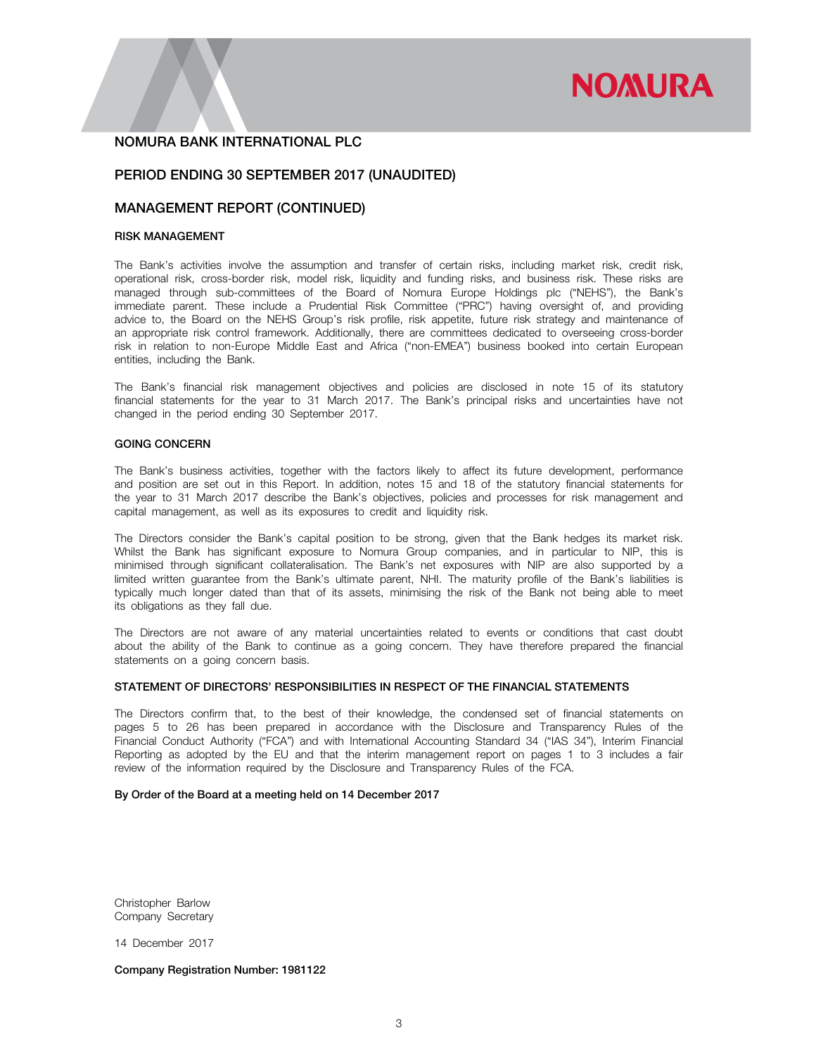# NOMURA BANK INTERNATIONAL PLC

## PERIOD ENDING 30 SEPTEMBER 2017 (UNAUDITED)

## MANAGEMENT REPORT (CONTINUED)

### RISK MANAGEMENT

The Bank's activities involve the assumption and transfer of certain risks, including market risk, credit risk, operational risk, cross-border risk, model risk, liquidity and funding risks, and business risk. These risks are managed through sub-committees of the Board of Nomura Europe Holdings plc ("NEHS"), the Bank's immediate parent. These include a Prudential Risk Committee ("PRC") having oversight of, and providing advice to, the Board on the NEHS Group's risk profile, risk appetite, future risk strategy and maintenance of an appropriate risk control framework. Additionally, there are committees dedicated to overseeing cross-border risk in relation to non-Europe Middle East and Africa ("non-EMEA") business booked into certain European entities, including the Bank.

The Bank's financial risk management objectives and policies are disclosed in note 15 of its statutory financial statements for the year to 31 March 2017. The Bank's principal risks and uncertainties have not changed in the period ending 30 September 2017.

### GOING CONCERN

The Bank's business activities, together with the factors likely to affect its future development, performance and position are set out in this Report. In addition, notes 15 and 18 of the statutory financial statements for the year to 31 March 2017 describe the Bank's objectives, policies and processes for risk management and capital management, as well as its exposures to credit and liquidity risk.

The Directors consider the Bank's capital position to be strong, given that the Bank hedges its market risk. Whilst the Bank has significant exposure to Nomura Group companies, and in particular to NIP, this is minimised through significant collateralisation. The Bank's net exposures with NIP are also supported by a limited written guarantee from the Bank's ultimate parent, NHI. The maturity profile of the Bank's liabilities is typically much longer dated than that of its assets, minimising the risk of the Bank not being able to meet its obligations as they fall due.

The Directors are not aware of any material uncertainties related to events or conditions that cast doubt about the ability of the Bank to continue as a going concern. They have therefore prepared the financial statements on a going concern basis.

### STATEMENT OF DIRECTORS' RESPONSIBILITIES IN RESPECT OF THE FINANCIAL STATEMENTS

The Directors confirm that, to the best of their knowledge, the condensed set of financial statements on pages 5 to 26 has been prepared in accordance with the Disclosure and Transparency Rules of the Financial Conduct Authority ("FCA") and with International Accounting Standard 34 ("IAS 34"), Interim Financial Reporting as adopted by the EU and that the interim management report on pages 1 to 3 includes a fair review of the information required by the Disclosure and Transparency Rules of the FCA.

**By Order of the Board at a meeting held on 14 December 2017**

Christopher Barlow
Company Secretary

14 December 2017

**Company Registration Number: 1981122**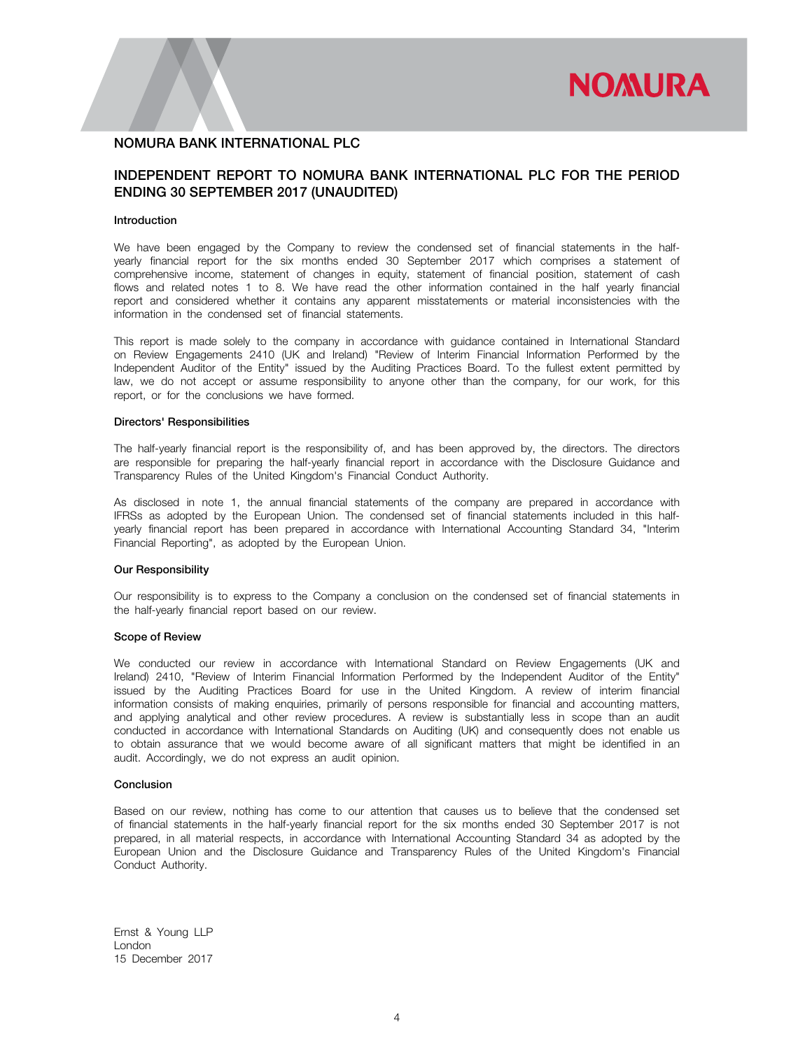## NOMURA BANK INTERNATIONAL PLC

## INDEPENDENT REPORT TO NOMURA BANK INTERNATIONAL PLC FOR THE PERIOD ENDING 30 SEPTEMBER 2017 (UNAUDITED)

### Introduction

We have been engaged by the Company to review the condensed set of financial statements in the half-yearly financial report for the six months ended 30 September 2017 which comprises a statement of comprehensive income, statement of changes in equity, statement of financial position, statement of cash flows and related notes 1 to 8. We have read the other information contained in the half yearly financial report and considered whether it contains any apparent misstatements or material inconsistencies with the information in the condensed set of financial statements.

This report is made solely to the company in accordance with guidance contained in International Standard on Review Engagements 2410 (UK and Ireland) "Review of Interim Financial Information Performed by the Independent Auditor of the Entity" issued by the Auditing Practices Board. To the fullest extent permitted by law, we do not accept or assume responsibility to anyone other than the company, for our work, for this report, or for the conclusions we have formed.

### Directors' Responsibilities

The half-yearly financial report is the responsibility of, and has been approved by, the directors. The directors are responsible for preparing the half-yearly financial report in accordance with the Disclosure Guidance and Transparency Rules of the United Kingdom's Financial Conduct Authority.

As disclosed in note 1, the annual financial statements of the company are prepared in accordance with IFRSs as adopted by the European Union. The condensed set of financial statements included in this half-yearly financial report has been prepared in accordance with International Accounting Standard 34, "Interim Financial Reporting", as adopted by the European Union.

### Our Responsibility

Our responsibility is to express to the Company a conclusion on the condensed set of financial statements in the half-yearly financial report based on our review.

### Scope of Review

We conducted our review in accordance with International Standard on Review Engagements (UK and Ireland) 2410, "Review of Interim Financial Information Performed by the Independent Auditor of the Entity" issued by the Auditing Practices Board for use in the United Kingdom. A review of interim financial information consists of making enquiries, primarily of persons responsible for financial and accounting matters, and applying analytical and other review procedures. A review is substantially less in scope than an audit conducted in accordance with International Standards on Auditing (UK) and consequently does not enable us to obtain assurance that we would become aware of all significant matters that might be identified in an audit. Accordingly, we do not express an audit opinion.

### Conclusion

Based on our review, nothing has come to our attention that causes us to believe that the condensed set of financial statements in the half-yearly financial report for the six months ended 30 September 2017 is not prepared, in all material respects, in accordance with International Accounting Standard 34 as adopted by the European Union and the Disclosure Guidance and Transparency Rules of the United Kingdom's Financial Conduct Authority.

Ernst & Young LLP
London
15 December 2017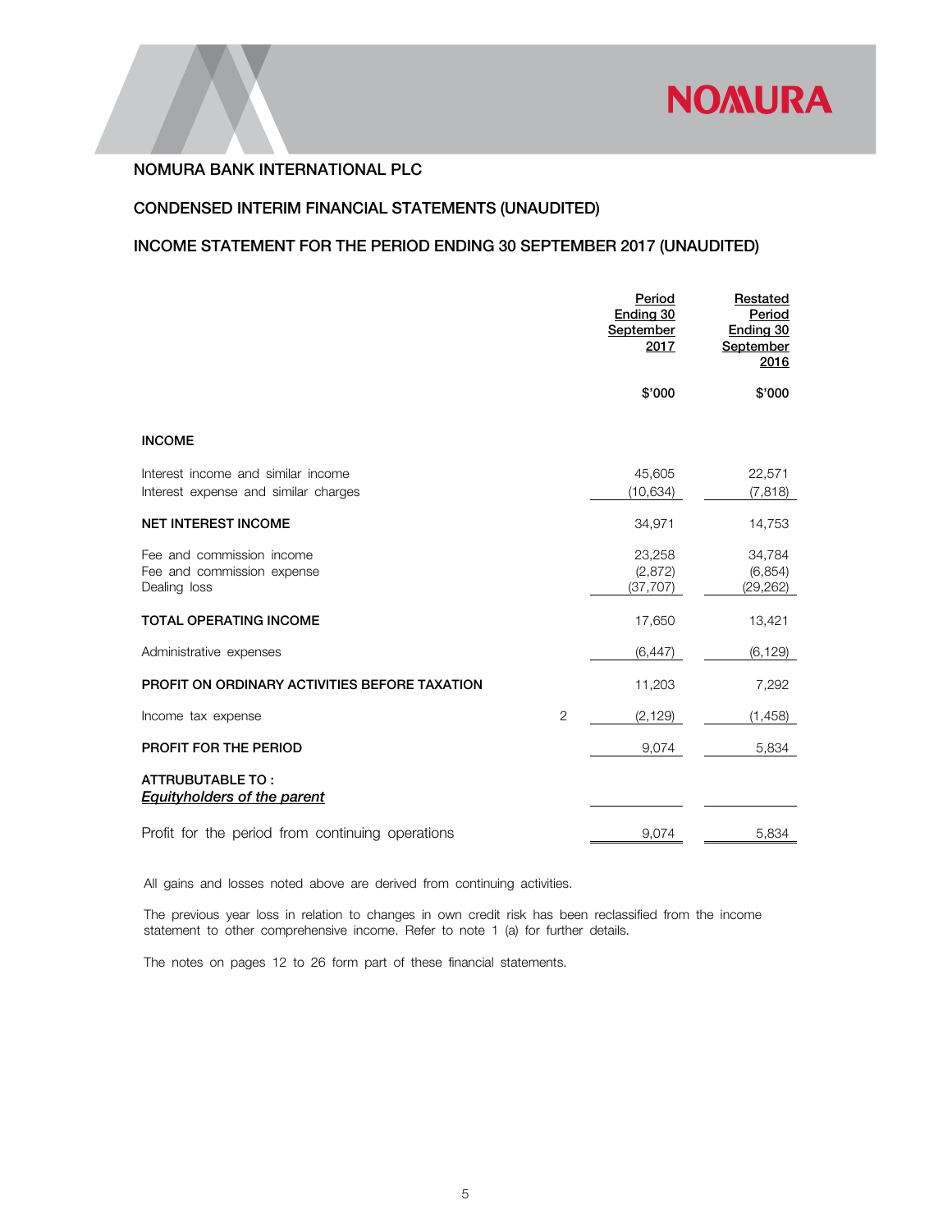NOMURA

## NOMURA BANK INTERNATIONAL PLC

## CONDENSED INTERIM FINANCIAL STATEMENTS (UNAUDITED)

## INCOME STATEMENT FOR THE PERIOD ENDING 30 SEPTEMBER 2017 (UNAUDITED)

| | | Period Ending 30 September 2017 | Restated Period Ending 30 September 2016 |
|---|---|---|---|
| | | $'000 | $'000 |
| **INCOME** | | | |
| Interest income and similar income | | 45,605 | 22,571 |
| Interest expense and similar charges | | (10,634) | (7,818) |
| **NET INTEREST INCOME** | | 34,971 | 14,753 |
| Fee and commission income | | 23,258 | 34,784 |
| Fee and commission expense | | (2,872) | (6,854) |
| Dealing loss | | (37,707) | (29,262) |
| **TOTAL OPERATING INCOME** | | 17,650 | 13,421 |
| Administrative expenses | | (6,447) | (6,129) |
| **PROFIT ON ORDINARY ACTIVITIES BEFORE TAXATION** | | 11,203 | 7,292 |
| Income tax expense | 2 | (2,129) | (1,458) |
| **PROFIT FOR THE PERIOD** | | 9,074 | 5,834 |
| **ATTRUBUTABLE TO :** ***Equityholders of the parent*** | | | |
| Profit for the period from continuing operations | | 9,074 | 5,834 |

All gains and losses noted above are derived from continuing activities.

The previous year loss in relation to changes in own credit risk has been reclassified from the income statement to other comprehensive income. Refer to note 1 (a) for further details.

The notes on pages 12 to 26 form part of these financial statements.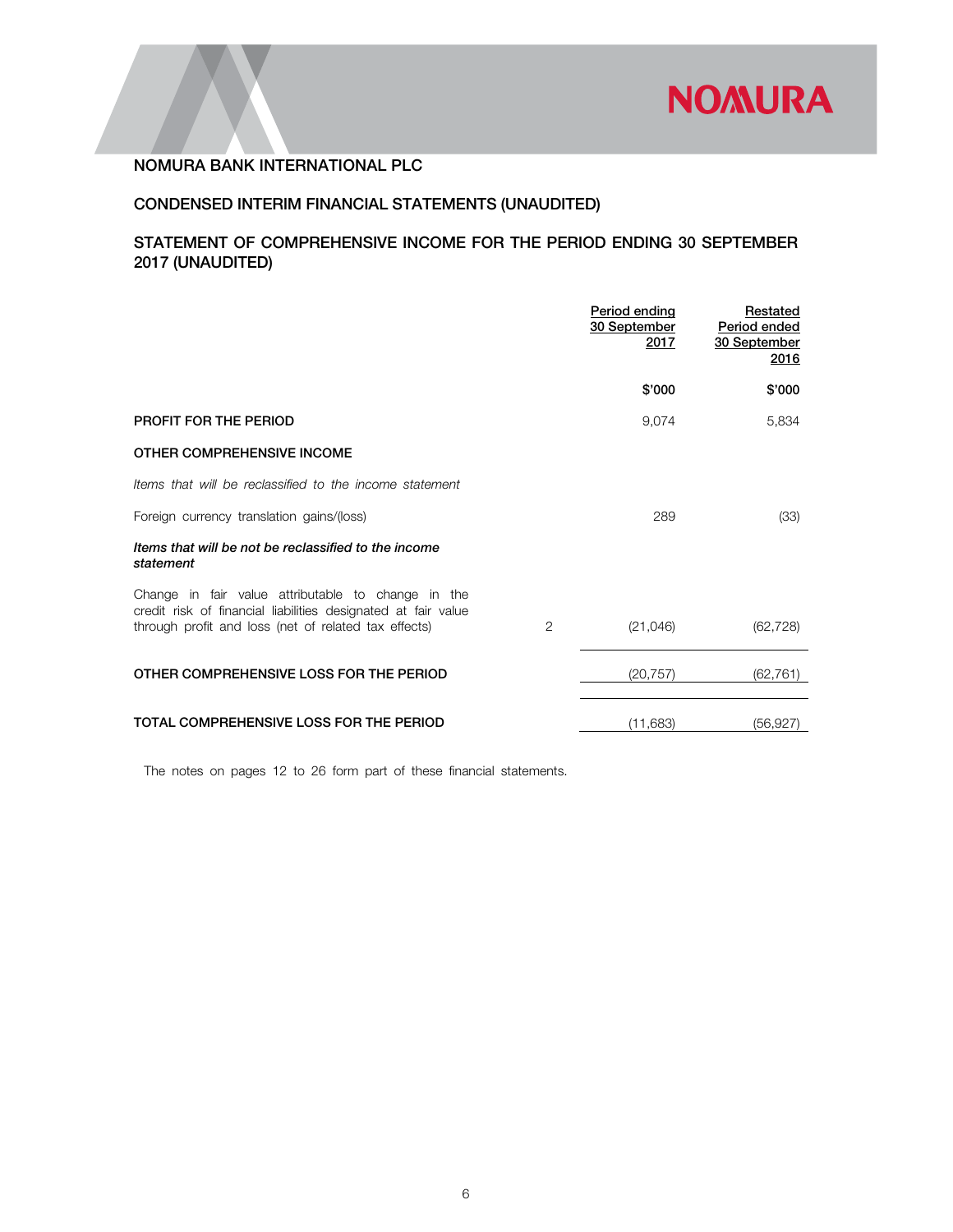NOMURA BANK INTERNATIONAL PLC

## CONDENSED INTERIM FINANCIAL STATEMENTS (UNAUDITED)

## STATEMENT OF COMPREHENSIVE INCOME FOR THE PERIOD ENDING 30 SEPTEMBER 2017 (UNAUDITED)

| | | Period ending 30 September 2017 | Restated Period ended 30 September 2016 |
|---|---|---|---|
| | | $'000 | $'000 |
| **PROFIT FOR THE PERIOD** | | 9,074 | 5,834 |
| **OTHER COMPREHENSIVE INCOME** | | | |
| *Items that will be reclassified to the income statement* | | | |
| Foreign currency translation gains/(loss) | | 289 | (33) |
| ***Items that will be not be reclassified to the income statement*** | | | |
| Change in fair value attributable to change in the credit risk of financial liabilities designated at fair value through profit and loss (net of related tax effects) | 2 | (21,046) | (62,728) |
| **OTHER COMPREHENSIVE LOSS FOR THE PERIOD** | | (20,757) | (62,761) |
| **TOTAL COMPREHENSIVE LOSS FOR THE PERIOD** | | (11,683) | (56,927) |

The notes on pages 12 to 26 form part of these financial statements.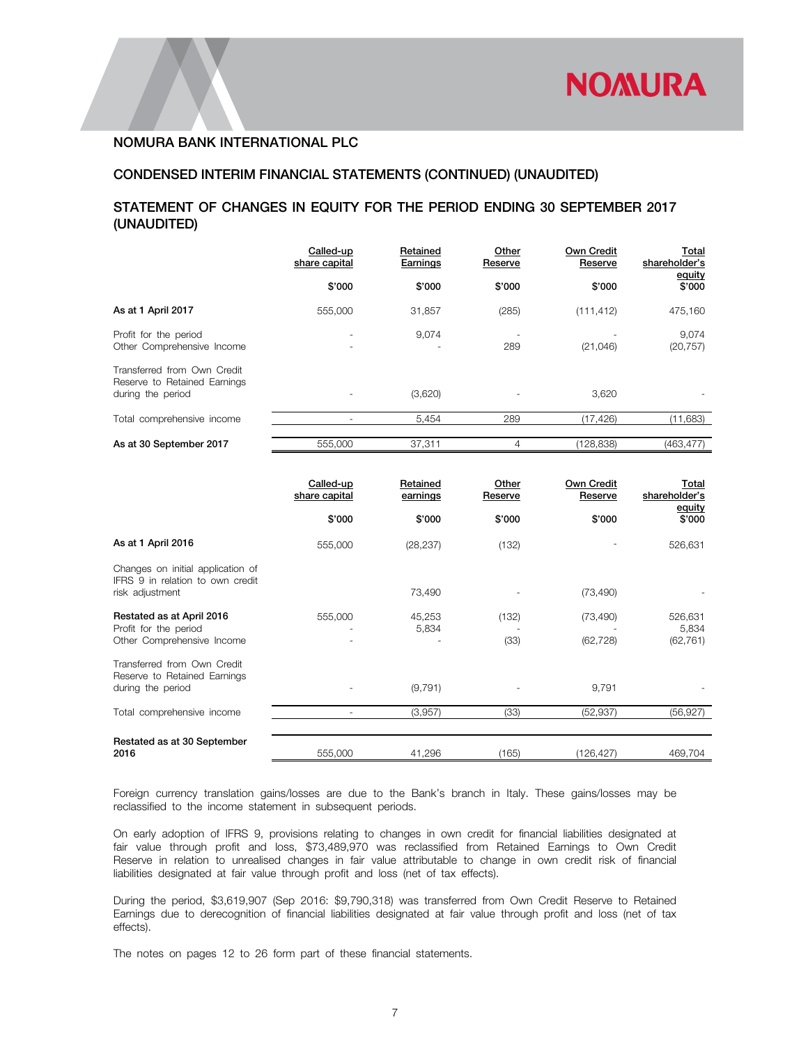NOMURA BANK INTERNATIONAL PLC

## CONDENSED INTERIM FINANCIAL STATEMENTS (CONTINUED) (UNAUDITED)

## STATEMENT OF CHANGES IN EQUITY FOR THE PERIOD ENDING 30 SEPTEMBER 2017 (UNAUDITED)

| | Called-up share capital | Retained Earnings | Other Reserve | Own Credit Reserve | Total shareholder's equity |
|---|---|---|---|---|---|
| | $'000 | $'000 | $'000 | $'000 | $'000 |
| **As at 1 April 2017** | 555,000 | 31,857 | (285) | (111,412) | 475,160 |
| Profit for the period | - | 9,074 | - | - | 9,074 |
| Other Comprehensive Income | - | - | 289 | (21,046) | (20,757) |
| Transferred from Own Credit Reserve to Retained Earnings during the period | - | (3,620) | - | 3,620 | - |
| Total comprehensive income | - | 5,454 | 289 | (17,426) | (11,683) |
| **As at 30 September 2017** | 555,000 | 37,311 | 4 | (128,838) | (463,477) |

| | Called-up share capital | Retained earnings | Other Reserve | Own Credit Reserve | Total shareholder's equity |
|---|---|---|---|---|---|
| | $'000 | $'000 | $'000 | $'000 | $'000 |
| **As at 1 April 2016** | 555,000 | (28,237) | (132) | - | 526,631 |
| Changes on initial application of IFRS 9 in relation to own credit risk adjustment | | 73,490 | - | (73,490) | - |
| **Restated as at April 2016** | 555,000 | 45,253 | (132) | (73,490) | 526,631 |
| Profit for the period | - | 5,834 | - | - | 5,834 |
| Other Comprehensive Income | - | - | (33) | (62,728) | (62,761) |
| Transferred from Own Credit Reserve to Retained Earnings during the period | - | (9,791) | - | 9,791 | - |
| Total comprehensive income | - | (3,957) | (33) | (52,937) | (56,927) |
| **Restated as at 30 September 2016** | 555,000 | 41,296 | (165) | (126,427) | 469,704 |

Foreign currency translation gains/losses are due to the Bank's branch in Italy. These gains/losses may be reclassified to the income statement in subsequent periods.

On early adoption of IFRS 9, provisions relating to changes in own credit for financial liabilities designated at fair value through profit and loss, $73,489,970 was reclassified from Retained Earnings to Own Credit Reserve in relation to unrealised changes in fair value attributable to change in own credit risk of financial liabilities designated at fair value through profit and loss (net of tax effects).

During the period, $3,619,907 (Sep 2016: $9,790,318) was transferred from Own Credit Reserve to Retained Earnings due to derecognition of financial liabilities designated at fair value through profit and loss (net of tax effects).

The notes on pages 12 to 26 form part of these financial statements.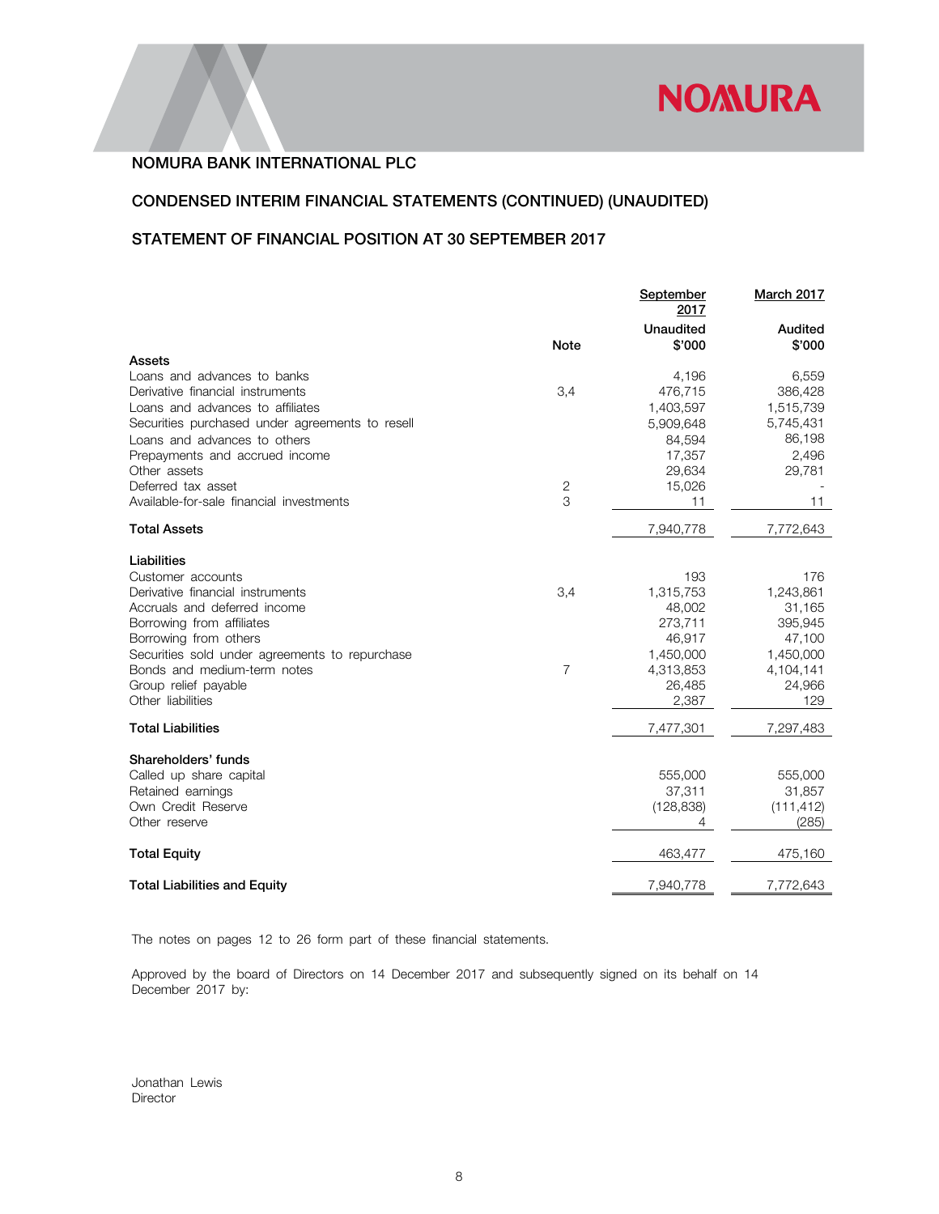NOMURA BANK INTERNATIONAL PLC

## CONDENSED INTERIM FINANCIAL STATEMENTS (CONTINUED) (UNAUDITED)

## STATEMENT OF FINANCIAL POSITION AT 30 SEPTEMBER 2017

| | Note | September 2017 Unaudited $'000 | March 2017 Audited $'000 |
|---|---|---|---|
| **Assets** | | | |
| Loans and advances to banks | | 4,196 | 6,559 |
| Derivative financial instruments | 3,4 | 476,715 | 386,428 |
| Loans and advances to affiliates | | 1,403,597 | 1,515,739 |
| Securities purchased under agreements to resell | | 5,909,648 | 5,745,431 |
| Loans and advances to others | | 84,594 | 86,198 |
| Prepayments and accrued income | | 17,357 | 2,496 |
| Other assets | | 29,634 | 29,781 |
| Deferred tax asset | 2 | 15,026 | - |
| Available-for-sale financial investments | 3 | 11 | 11 |
| **Total Assets** | | 7,940,778 | 7,772,643 |
| **Liabilities** | | | |
| Customer accounts | | 193 | 176 |
| Derivative financial instruments | 3,4 | 1,315,753 | 1,243,861 |
| Accruals and deferred income | | 48,002 | 31,165 |
| Borrowing from affiliates | | 273,711 | 395,945 |
| Borrowing from others | | 46,917 | 47,100 |
| Securities sold under agreements to repurchase | | 1,450,000 | 1,450,000 |
| Bonds and medium-term notes | 7 | 4,313,853 | 4,104,141 |
| Group relief payable | | 26,485 | 24,966 |
| Other liabilities | | 2,387 | 129 |
| **Total Liabilities** | | 7,477,301 | 7,297,483 |
| **Shareholders' funds** | | | |
| Called up share capital | | 555,000 | 555,000 |
| Retained earnings | | 37,311 | 31,857 |
| Own Credit Reserve | | (128,838) | (111,412) |
| Other reserve | | 4 | (285) |
| **Total Equity** | | 463,477 | 475,160 |
| **Total Liabilities and Equity** | | 7,940,778 | 7,772,643 |

The notes on pages 12 to 26 form part of these financial statements.

Approved by the board of Directors on 14 December 2017 and subsequently signed on its behalf on 14 December 2017 by:

Jonathan Lewis
Director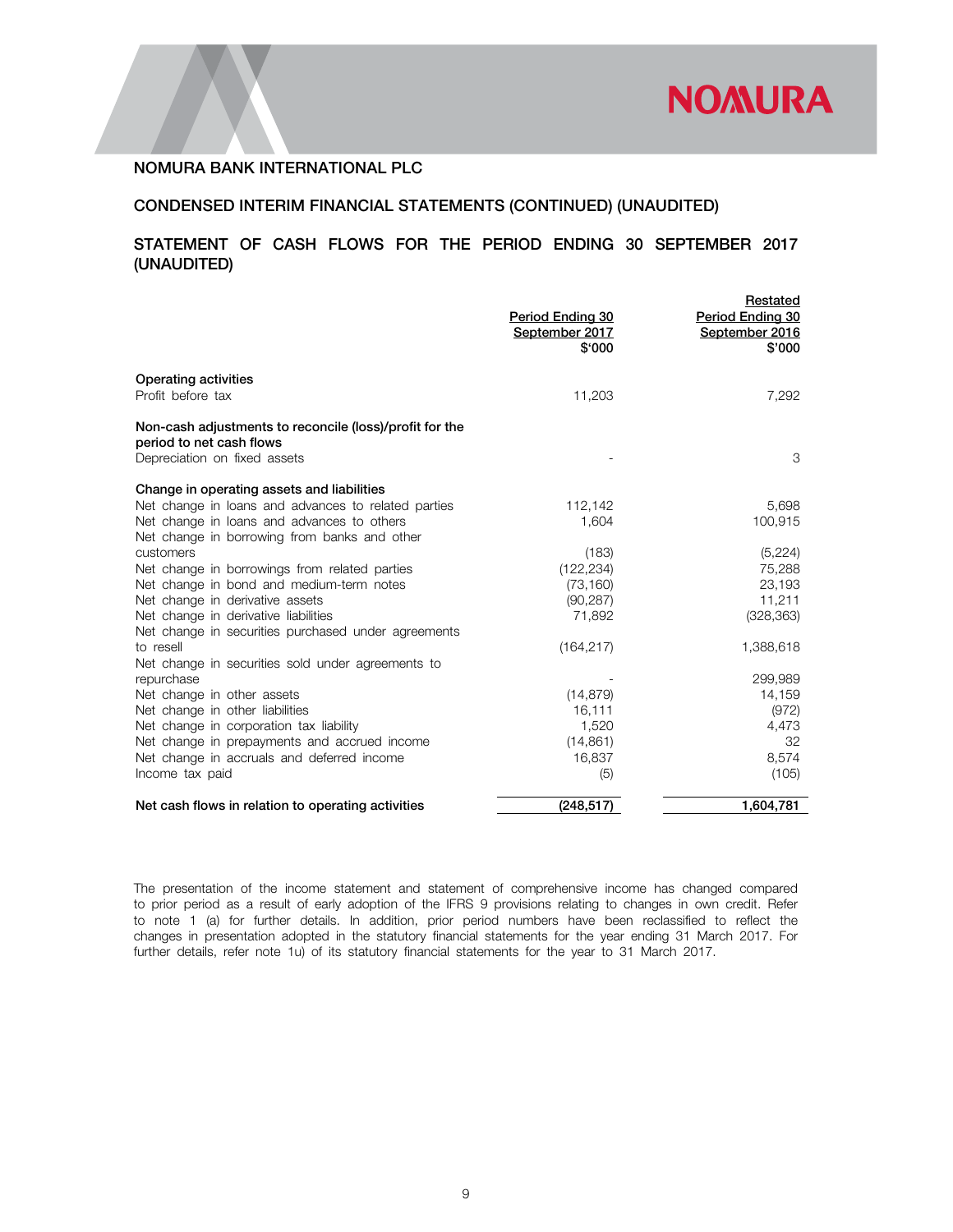NOMURA BANK INTERNATIONAL PLC

## CONDENSED INTERIM FINANCIAL STATEMENTS (CONTINUED) (UNAUDITED)

## STATEMENT OF CASH FLOWS FOR THE PERIOD ENDING 30 SEPTEMBER 2017 (UNAUDITED)

| | Period Ending 30 September 2017 $'000 | Restated Period Ending 30 September 2016 $'000 |
|---|---|---|
| **Operating activities** | | |
| Profit before tax | 11,203 | 7,292 |
| **Non-cash adjustments to reconcile (loss)/profit for the period to net cash flows** | | |
| Depreciation on fixed assets | - | 3 |
| **Change in operating assets and liabilities** | | |
| Net change in loans and advances to related parties | 112,142 | 5,698 |
| Net change in loans and advances to others | 1,604 | 100,915 |
| Net change in borrowing from banks and other customers | (183) | (5,224) |
| Net change in borrowings from related parties | (122,234) | 75,288 |
| Net change in bond and medium-term notes | (73,160) | 23,193 |
| Net change in derivative assets | (90,287) | 11,211 |
| Net change in derivative liabilities | 71,892 | (328,363) |
| Net change in securities purchased under agreements to resell | (164,217) | 1,388,618 |
| Net change in securities sold under agreements to repurchase | - | 299,989 |
| Net change in other assets | (14,879) | 14,159 |
| Net change in other liabilities | 16,111 | (972) |
| Net change in corporation tax liability | 1,520 | 4,473 |
| Net change in prepayments and accrued income | (14,861) | 32 |
| Net change in accruals and deferred income | 16,837 | 8,574 |
| Income tax paid | (5) | (105) |
| **Net cash flows in relation to operating activities** | **(248,517)** | **1,604,781** |

The presentation of the income statement and statement of comprehensive income has changed compared to prior period as a result of early adoption of the IFRS 9 provisions relating to changes in own credit. Refer to note 1 (a) for further details. In addition, prior period numbers have been reclassified to reflect the changes in presentation adopted in the statutory financial statements for the year ending 31 March 2017. For further details, refer note 1u) of its statutory financial statements for the year to 31 March 2017.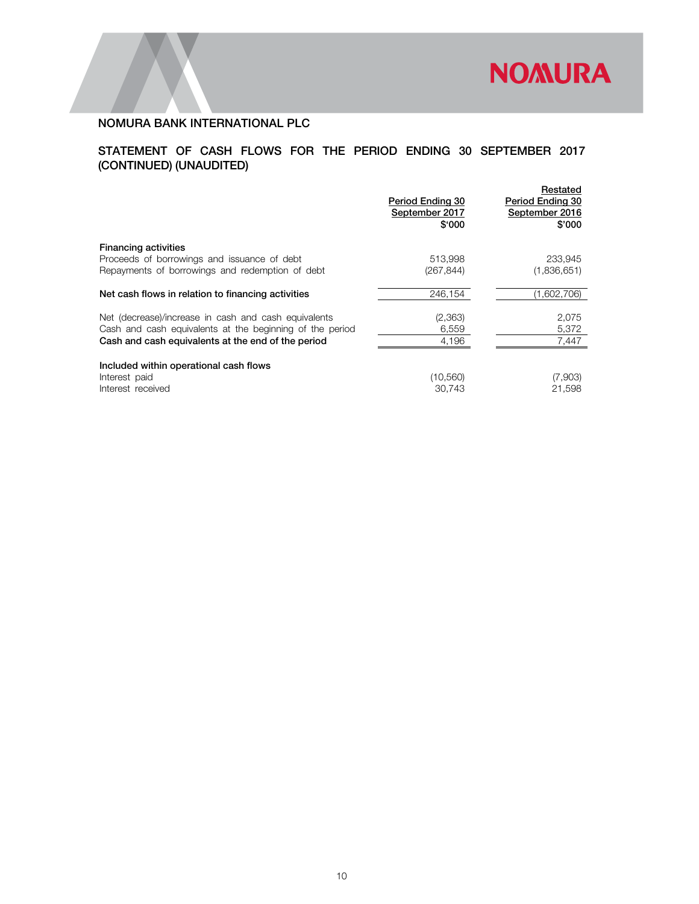## NOMURA BANK INTERNATIONAL PLC

## STATEMENT OF CASH FLOWS FOR THE PERIOD ENDING 30 SEPTEMBER 2017 (CONTINUED) (UNAUDITED)

| | Period Ending 30 September 2017 $'000 | Restated Period Ending 30 September 2016 $'000 |
|---|---|---|
| **Financing activities** | | |
| Proceeds of borrowings and issuance of debt | 513,998 | 233,945 |
| Repayments of borrowings and redemption of debt | (267,844) | (1,836,651) |
| **Net cash flows in relation to financing activities** | 246,154 | (1,602,706) |
| Net (decrease)/increase in cash and cash equivalents | (2,363) | 2,075 |
| Cash and cash equivalents at the beginning of the period | 6,559 | 5,372 |
| **Cash and cash equivalents at the end of the period** | 4,196 | 7,447 |
| **Included within operational cash flows** | | |
| Interest paid | (10,560) | (7,903) |
| Interest received | 30,743 | 21,598 |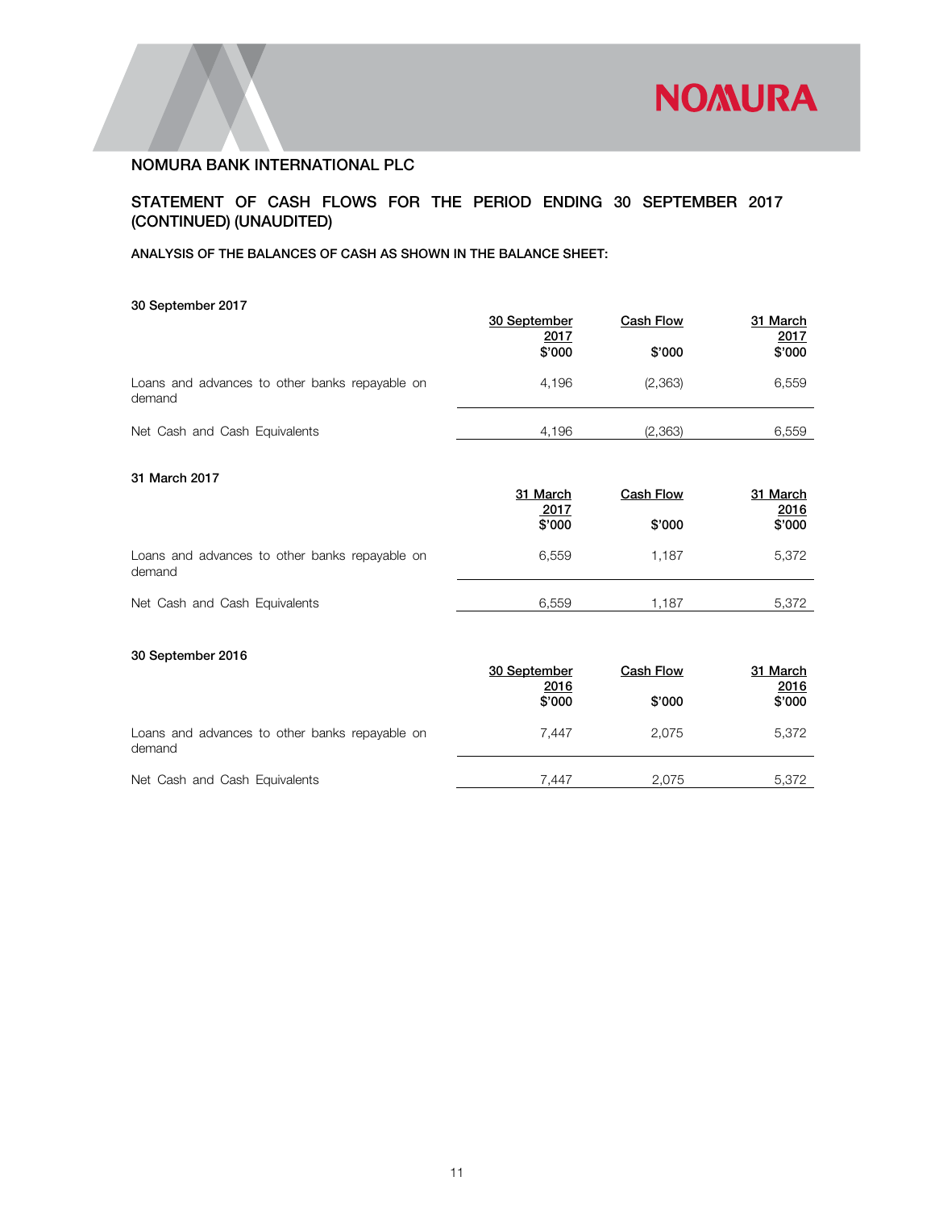# NOMURA BANK INTERNATIONAL PLC

## STATEMENT OF CASH FLOWS FOR THE PERIOD ENDING 30 SEPTEMBER 2017 (CONTINUED) (UNAUDITED)

### ANALYSIS OF THE BALANCES OF CASH AS SHOWN IN THE BALANCE SHEET:

**30 September 2017**

| | 30 September 2017 $'000 | Cash Flow $'000 | 31 March 2017 $'000 |
|---|---|---|---|
| Loans and advances to other banks repayable on demand | 4,196 | (2,363) | 6,559 |
| Net Cash and Cash Equivalents | 4,196 | (2,363) | 6,559 |

**31 March 2017**

| | 31 March 2017 $'000 | Cash Flow $'000 | 31 March 2016 $'000 |
|---|---|---|---|
| Loans and advances to other banks repayable on demand | 6,559 | 1,187 | 5,372 |
| Net Cash and Cash Equivalents | 6,559 | 1,187 | 5,372 |

**30 September 2016**

| | 30 September 2016 $'000 | Cash Flow $'000 | 31 March 2016 $'000 |
|---|---|---|---|
| Loans and advances to other banks repayable on demand | 7,447 | 2,075 | 5,372 |
| Net Cash and Cash Equivalents | 7,447 | 2,075 | 5,372 |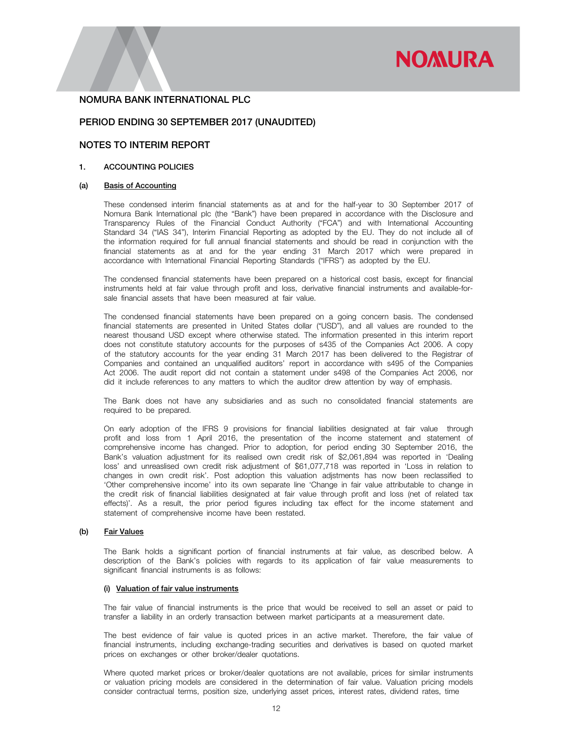# NOMURA BANK INTERNATIONAL PLC

## PERIOD ENDING 30 SEPTEMBER 2017 (UNAUDITED)

## NOTES TO INTERIM REPORT

### 1. ACCOUNTING POLICIES

#### (a) Basis of Accounting

These condensed interim financial statements as at and for the half-year to 30 September 2017 of Nomura Bank International plc (the "Bank") have been prepared in accordance with the Disclosure and Transparency Rules of the Financial Conduct Authority ("FCA") and with International Accounting Standard 34 ("IAS 34"), Interim Financial Reporting as adopted by the EU. They do not include all of the information required for full annual financial statements and should be read in conjunction with the financial statements as at and for the year ending 31 March 2017 which were prepared in accordance with International Financial Reporting Standards ("IFRS") as adopted by the EU.

The condensed financial statements have been prepared on a historical cost basis, except for financial instruments held at fair value through profit and loss, derivative financial instruments and available-for-sale financial assets that have been measured at fair value.

The condensed financial statements have been prepared on a going concern basis. The condensed financial statements are presented in United States dollar ("USD"), and all values are rounded to the nearest thousand USD except where otherwise stated. The information presented in this interim report does not constitute statutory accounts for the purposes of s435 of the Companies Act 2006. A copy of the statutory accounts for the year ending 31 March 2017 has been delivered to the Registrar of Companies and contained an unqualified auditors' report in accordance with s495 of the Companies Act 2006. The audit report did not contain a statement under s498 of the Companies Act 2006, nor did it include references to any matters to which the auditor drew attention by way of emphasis.

The Bank does not have any subsidiaries and as such no consolidated financial statements are required to be prepared.

On early adoption of the IFRS 9 provisions for financial liabilities designated at fair value through profit and loss from 1 April 2016, the presentation of the income statement and statement of comprehensive income has changed. Prior to adoption, for period ending 30 September 2016, the Bank's valuation adjustment for its realised own credit risk of $2,061,894 was reported in 'Dealing loss' and unreasilsed own credit risk adjustment of $61,077,718 was reported in 'Loss in relation to changes in own credit risk'. Post adoption this valuation adjstments has now been reclassified to 'Other comprehensive income' into its own separate line 'Change in fair value attributable to change in the credit risk of financial liabilities designated at fair value through profit and loss (net of related tax effects)'. As a result, the prior period figures including tax effect for the income statement and statement of comprehensive income have been restated.

#### (b) Fair Values

The Bank holds a significant portion of financial instruments at fair value, as described below. A description of the Bank's policies with regards to its application of fair value measurements to significant financial instruments is as follows:

##### (i) Valuation of fair value instruments

The fair value of financial instruments is the price that would be received to sell an asset or paid to transfer a liability in an orderly transaction between market participants at a measurement date.

The best evidence of fair value is quoted prices in an active market. Therefore, the fair value of financial instruments, including exchange-trading securities and derivatives is based on quoted market prices on exchanges or other broker/dealer quotations.

Where quoted market prices or broker/dealer quotations are not available, prices for similar instruments or valuation pricing models are considered in the determination of fair value. Valuation pricing models consider contractual terms, position size, underlying asset prices, interest rates, dividend rates, time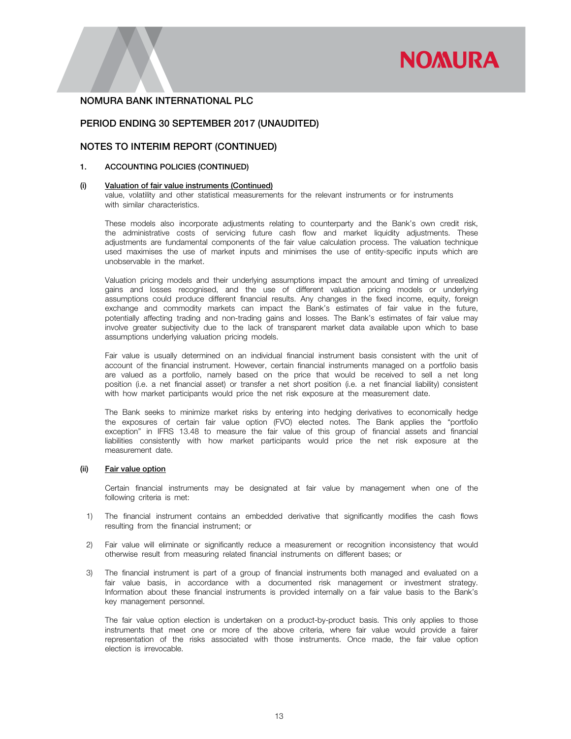## NOMURA BANK INTERNATIONAL PLC

## PERIOD ENDING 30 SEPTEMBER 2017 (UNAUDITED)

## NOTES TO INTERIM REPORT (CONTINUED)

### 1. ACCOUNTING POLICIES (CONTINUED)

#### (i) Valuation of fair value instruments (Continued)

value, volatility and other statistical measurements for the relevant instruments or for instruments with similar characteristics.

These models also incorporate adjustments relating to counterparty and the Bank's own credit risk, the administrative costs of servicing future cash flow and market liquidity adjustments. These adjustments are fundamental components of the fair value calculation process. The valuation technique used maximises the use of market inputs and minimises the use of entity-specific inputs which are unobservable in the market.

Valuation pricing models and their underlying assumptions impact the amount and timing of unrealized gains and losses recognised, and the use of different valuation pricing models or underlying assumptions could produce different financial results. Any changes in the fixed income, equity, foreign exchange and commodity markets can impact the Bank's estimates of fair value in the future, potentially affecting trading and non-trading gains and losses. The Bank's estimates of fair value may involve greater subjectivity due to the lack of transparent market data available upon which to base assumptions underlying valuation pricing models.

Fair value is usually determined on an individual financial instrument basis consistent with the unit of account of the financial instrument. However, certain financial instruments managed on a portfolio basis are valued as a portfolio, namely based on the price that would be received to sell a net long position (i.e. a net financial asset) or transfer a net short position (i.e. a net financial liability) consistent with how market participants would price the net risk exposure at the measurement date.

The Bank seeks to minimize market risks by entering into hedging derivatives to economically hedge the exposures of certain fair value option (FVO) elected notes. The Bank applies the "portfolio exception" in IFRS 13.48 to measure the fair value of this group of financial assets and financial liabilities consistently with how market participants would price the net risk exposure at the measurement date.

#### (ii) Fair value option

Certain financial instruments may be designated at fair value by management when one of the following criteria is met:

1) The financial instrument contains an embedded derivative that significantly modifies the cash flows resulting from the financial instrument; or

2) Fair value will eliminate or significantly reduce a measurement or recognition inconsistency that would otherwise result from measuring related financial instruments on different bases; or

3) The financial instrument is part of a group of financial instruments both managed and evaluated on a fair value basis, in accordance with a documented risk management or investment strategy. Information about these financial instruments is provided internally on a fair value basis to the Bank's key management personnel.

The fair value option election is undertaken on a product-by-product basis. This only applies to those instruments that meet one or more of the above criteria, where fair value would provide a fairer representation of the risks associated with those instruments. Once made, the fair value option election is irrevocable.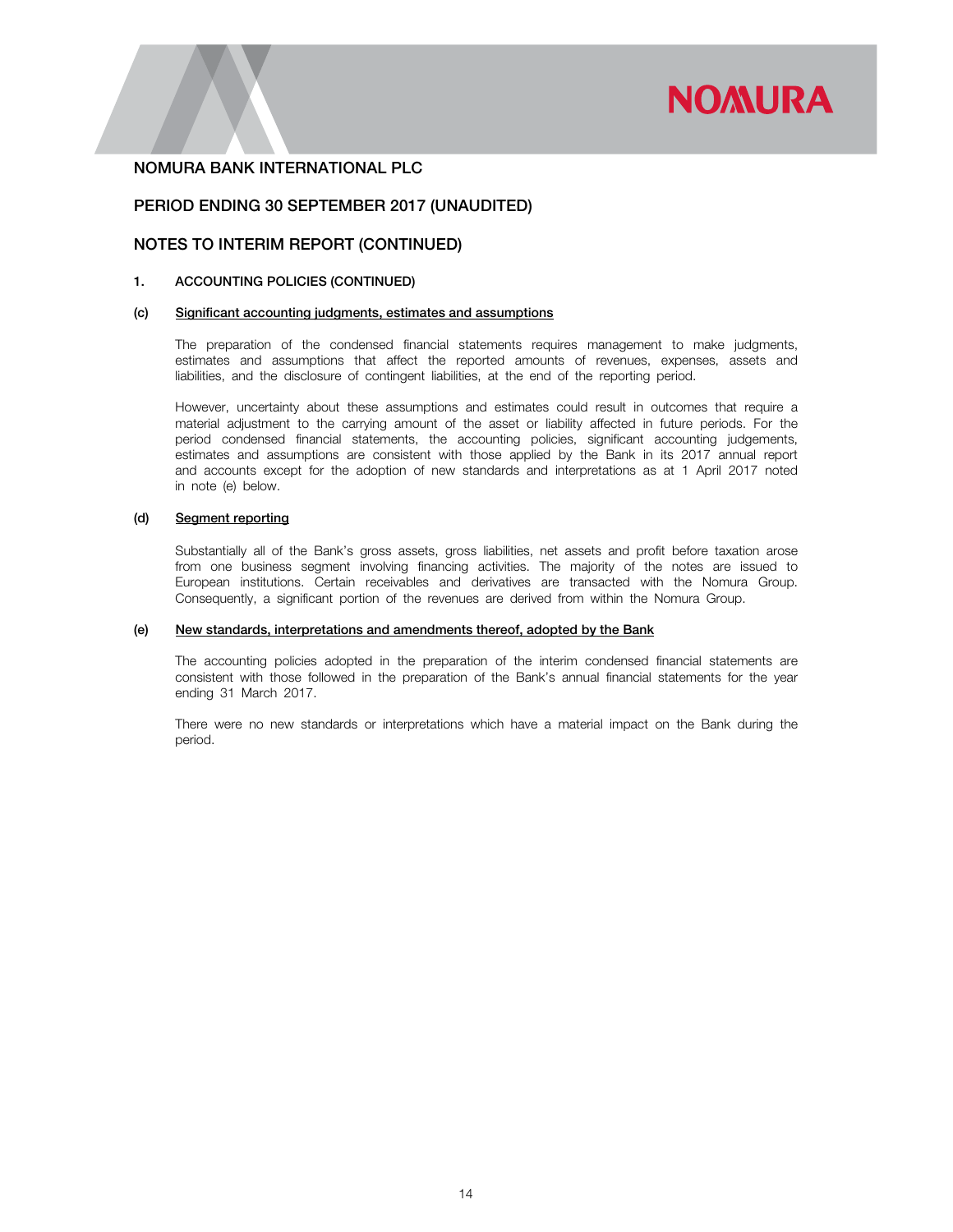# NOMURA BANK INTERNATIONAL PLC

## PERIOD ENDING 30 SEPTEMBER 2017 (UNAUDITED)

## NOTES TO INTERIM REPORT (CONTINUED)

### 1. ACCOUNTING POLICIES (CONTINUED)

#### (c) Significant accounting judgments, estimates and assumptions

The preparation of the condensed financial statements requires management to make judgments, estimates and assumptions that affect the reported amounts of revenues, expenses, assets and liabilities, and the disclosure of contingent liabilities, at the end of the reporting period.

However, uncertainty about these assumptions and estimates could result in outcomes that require a material adjustment to the carrying amount of the asset or liability affected in future periods. For the period condensed financial statements, the accounting policies, significant accounting judgements, estimates and assumptions are consistent with those applied by the Bank in its 2017 annual report and accounts except for the adoption of new standards and interpretations as at 1 April 2017 noted in note (e) below.

#### (d) Segment reporting

Substantially all of the Bank's gross assets, gross liabilities, net assets and profit before taxation arose from one business segment involving financing activities. The majority of the notes are issued to European institutions. Certain receivables and derivatives are transacted with the Nomura Group. Consequently, a significant portion of the revenues are derived from within the Nomura Group.

#### (e) New standards, interpretations and amendments thereof, adopted by the Bank

The accounting policies adopted in the preparation of the interim condensed financial statements are consistent with those followed in the preparation of the Bank's annual financial statements for the year ending 31 March 2017.

There were no new standards or interpretations which have a material impact on the Bank during the period.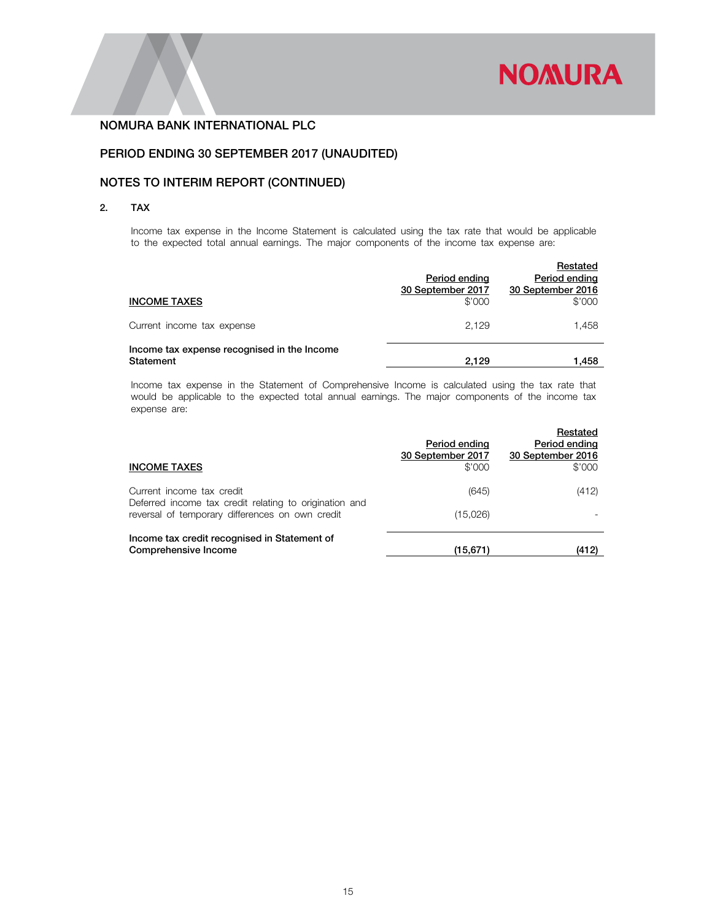# NOMURA BANK INTERNATIONAL PLC

## PERIOD ENDING 30 SEPTEMBER 2017 (UNAUDITED)

## NOTES TO INTERIM REPORT (CONTINUED)

### 2. TAX

Income tax expense in the Income Statement is calculated using the tax rate that would be applicable to the expected total annual earnings. The major components of the income tax expense are:

| INCOME TAXES | Period ending 30 September 2017 $'000 | Restated Period ending 30 September 2016 $'000 |
|---|---|---|
| Current income tax expense | 2,129 | 1,458 |
| **Income tax expense recognised in the Income Statement** | **2,129** | **1,458** |

Income tax expense in the Statement of Comprehensive Income is calculated using the tax rate that would be applicable to the expected total annual earnings. The major components of the income tax expense are:

| INCOME TAXES | Period ending 30 September 2017 $'000 | Restated Period ending 30 September 2016 $'000 |
|---|---|---|
| Current income tax credit | (645) | (412) |
| Deferred income tax credit relating to origination and reversal of temporary differences on own credit | (15,026) | - |
| **Income tax credit recognised in Statement of Comprehensive Income** | **(15,671)** | **(412)** |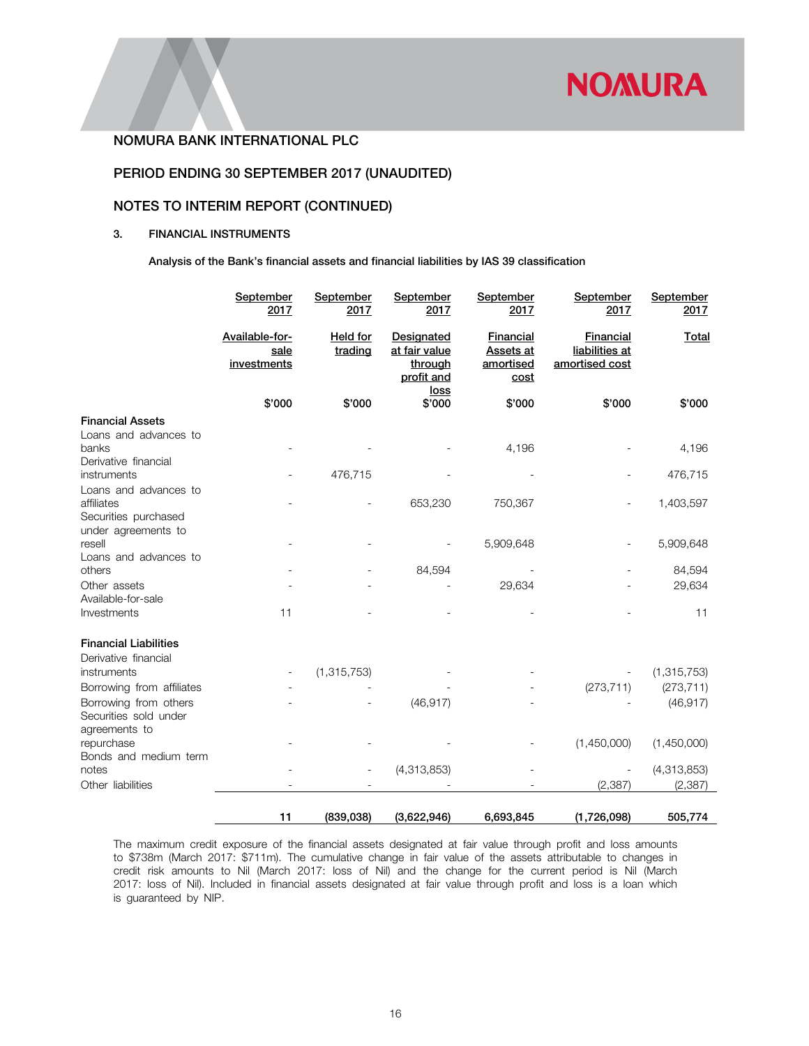NOMURA BANK INTERNATIONAL PLC

PERIOD ENDING 30 SEPTEMBER 2017 (UNAUDITED)

NOTES TO INTERIM REPORT (CONTINUED)

**3. FINANCIAL INSTRUMENTS**

**Analysis of the Bank's financial assets and financial liabilities by IAS 39 classification**

| | September 2017 | September 2017 | September 2017 | September 2017 | September 2017 | September 2017 |
|---|---|---|---|---|---|---|
| | Available-for-sale investments | Held for trading | Designated at fair value through profit and loss | Financial Assets at amortised cost | Financial liabilities at amortised cost | Total |
| | $'000 | $'000 | $'000 | $'000 | $'000 | $'000 |
| **Financial Assets** | | | | | | |
| Loans and advances to banks | - | - | - | 4,196 | - | 4,196 |
| Derivative financial instruments | - | 476,715 | - | - | - | 476,715 |
| Loans and advances to affiliates | - | - | 653,230 | 750,367 | - | 1,403,597 |
| Securities purchased under agreements to resell | - | - | - | 5,909,648 | - | 5,909,648 |
| Loans and advances to others | - | - | 84,594 | - | - | 84,594 |
| Other assets | - | - | - | 29,634 | - | 29,634 |
| Available-for-sale Investments | 11 | - | - | - | - | 11 |
| **Financial Liabilities** | | | | | | |
| Derivative financial instruments | - | (1,315,753) | - | - | - | (1,315,753) |
| Borrowing from affiliates | - | - | - | - | (273,711) | (273,711) |
| Borrowing from others | - | - | (46,917) | - | - | (46,917) |
| Securities sold under agreements to repurchase | - | - | - | - | (1,450,000) | (1,450,000) |
| Bonds and medium term notes | - | - | (4,313,853) | - | - | (4,313,853) |
| Other liabilities | - | - | - | - | (2,387) | (2,387) |
| | **11** | **(839,038)** | **(3,622,946)** | **6,693,845** | **(1,726,098)** | **505,774** |

The maximum credit exposure of the financial assets designated at fair value through profit and loss amounts to $738m (March 2017: $711m). The cumulative change in fair value of the assets attributable to changes in credit risk amounts to Nil (March 2017: loss of Nil) and the change for the current period is Nil (March 2017: loss of Nil). Included in financial assets designated at fair value through profit and loss is a loan which is guaranteed by NIP.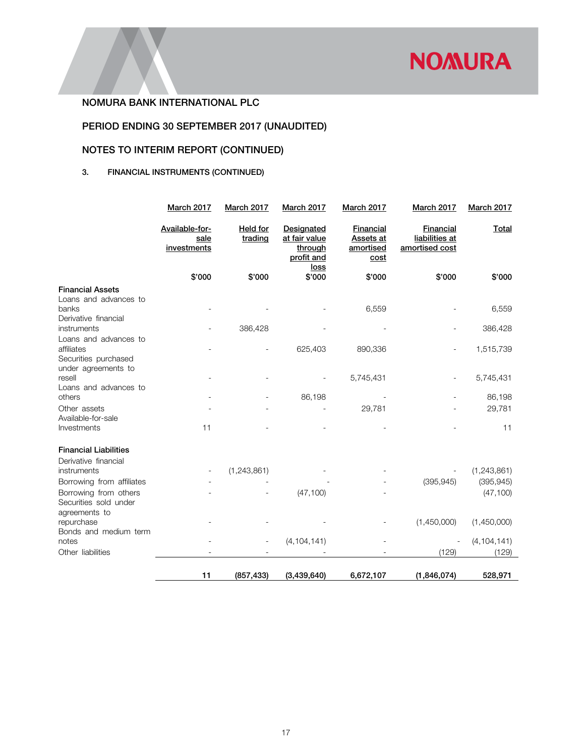NOMURA BANK INTERNATIONAL PLC

PERIOD ENDING 30 SEPTEMBER 2017 (UNAUDITED)

NOTES TO INTERIM REPORT (CONTINUED)

3. FINANCIAL INSTRUMENTS (CONTINUED)

| | March 2017 | March 2017 | March 2017 | March 2017 | March 2017 | March 2017 |
|---|---|---|---|---|---|---|
| | Available-for-sale investments | Held for trading | Designated at fair value through profit and loss | Financial Assets at amortised cost | Financial liabilities at amortised cost | Total |
| | $'000 | $'000 | $'000 | $'000 | $'000 | $'000 |
| **Financial Assets** | | | | | | |
| Loans and advances to banks | - | - | - | 6,559 | - | 6,559 |
| Derivative financial instruments | - | 386,428 | - | - | - | 386,428 |
| Loans and advances to affiliates | - | - | 625,403 | 890,336 | - | 1,515,739 |
| Securities purchased under agreements to resell | - | - | - | 5,745,431 | - | 5,745,431 |
| Loans and advances to others | - | - | 86,198 | - | - | 86,198 |
| Other assets | - | - | - | 29,781 | - | 29,781 |
| Available-for-sale Investments | 11 | - | - | - | - | 11 |
| **Financial Liabilities** | | | | | | |
| Derivative financial instruments | - | (1,243,861) | - | - | - | (1,243,861) |
| Borrowing from affiliates | - | - | - | - | (395,945) | (395,945) |
| Borrowing from others | - | - | (47,100) | - | | (47,100) |
| Securities sold under agreements to repurchase | - | - | - | - | (1,450,000) | (1,450,000) |
| Bonds and medium term notes | - | - | (4,104,141) | - | - | (4,104,141) |
| Other liabilities | - | - | - | - | (129) | (129) |
| | **11** | **(857,433)** | **(3,439,640)** | **6,672,107** | **(1,846,074)** | **528,971** |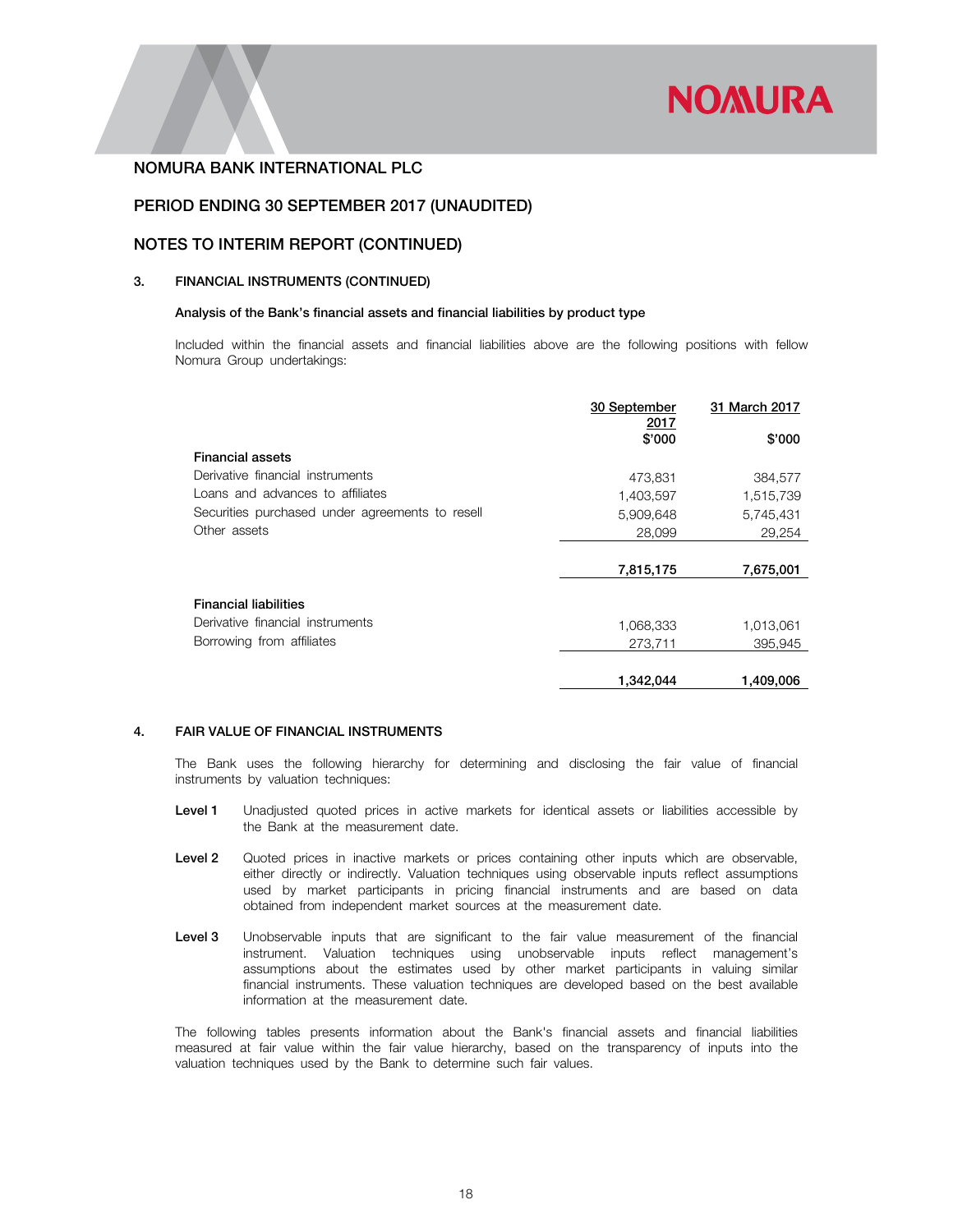# NOMURA BANK INTERNATIONAL PLC

## PERIOD ENDING 30 SEPTEMBER 2017 (UNAUDITED)

## NOTES TO INTERIM REPORT (CONTINUED)

### 3. FINANCIAL INSTRUMENTS (CONTINUED)

**Analysis of the Bank's financial assets and financial liabilities by product type**

Included within the financial assets and financial liabilities above are the following positions with fellow Nomura Group undertakings:

| | 30 September 2017 $'000 | 31 March 2017 $'000 |
|---|---|---|
| **Financial assets** | | |
| Derivative financial instruments | 473,831 | 384,577 |
| Loans and advances to affiliates | 1,403,597 | 1,515,739 |
| Securities purchased under agreements to resell | 5,909,648 | 5,745,431 |
| Other assets | 28,099 | 29,254 |
| | **7,815,175** | **7,675,001** |
| **Financial liabilities** | | |
| Derivative financial instruments | 1,068,333 | 1,013,061 |
| Borrowing from affiliates | 273,711 | 395,945 |
| | **1,342,044** | **1,409,006** |

### 4. FAIR VALUE OF FINANCIAL INSTRUMENTS

The Bank uses the following hierarchy for determining and disclosing the fair value of financial instruments by valuation techniques:

**Level 1** Unadjusted quoted prices in active markets for identical assets or liabilities accessible by the Bank at the measurement date.

**Level 2** Quoted prices in inactive markets or prices containing other inputs which are observable, either directly or indirectly. Valuation techniques using observable inputs reflect assumptions used by market participants in pricing financial instruments and are based on data obtained from independent market sources at the measurement date.

**Level 3** Unobservable inputs that are significant to the fair value measurement of the financial instrument. Valuation techniques using unobservable inputs reflect management's assumptions about the estimates used by other market participants in valuing similar financial instruments. These valuation techniques are developed based on the best available information at the measurement date.

The following tables presents information about the Bank's financial assets and financial liabilities measured at fair value within the fair value hierarchy, based on the transparency of inputs into the valuation techniques used by the Bank to determine such fair values.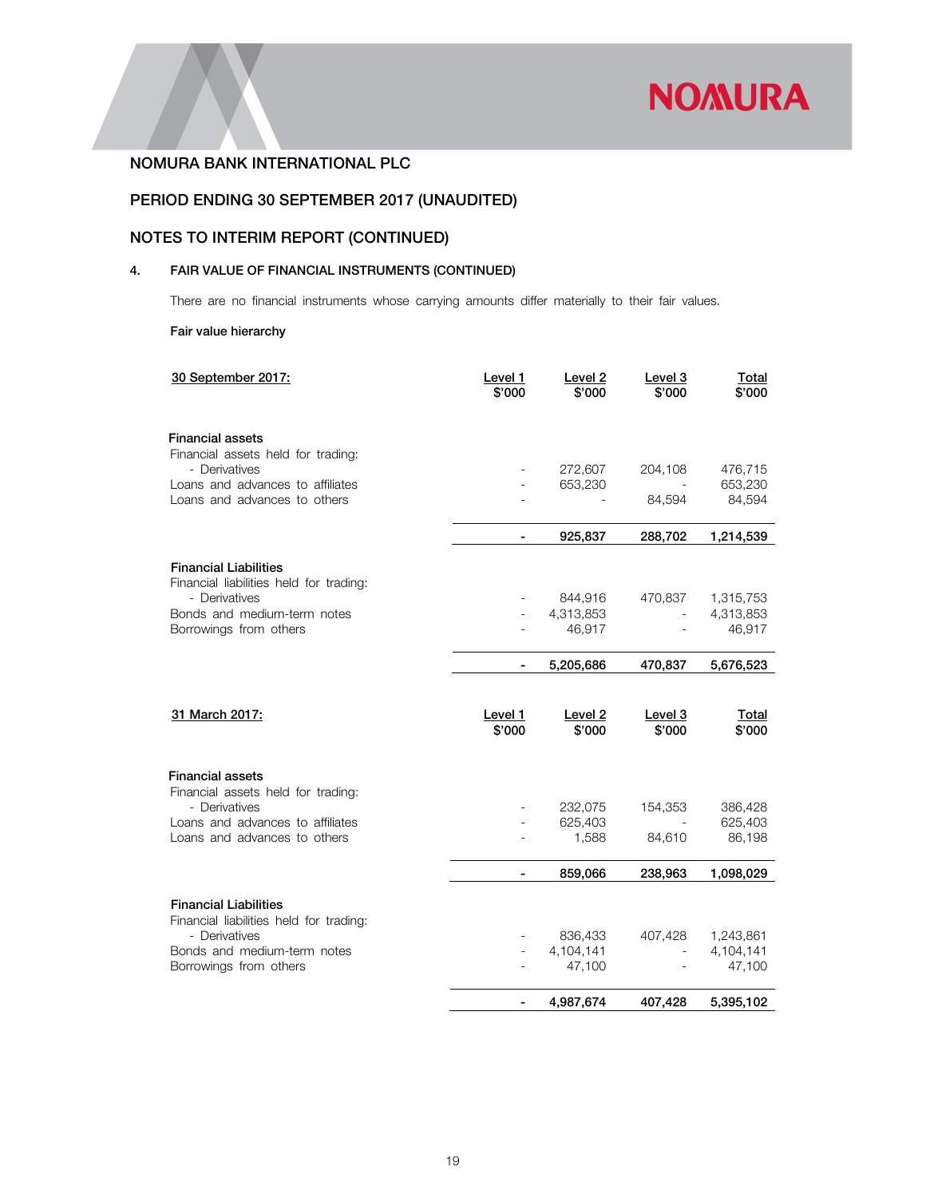# NOMURA BANK INTERNATIONAL PLC

## PERIOD ENDING 30 SEPTEMBER 2017 (UNAUDITED)

## NOTES TO INTERIM REPORT (CONTINUED)

### 4. FAIR VALUE OF FINANCIAL INSTRUMENTS (CONTINUED)

There are no financial instruments whose carrying amounts differ materially to their fair values.

**Fair value hierarchy**

| 30 September 2017: | Level 1 $'000 | Level 2 $'000 | Level 3 $'000 | Total $'000 |
|---|---|---|---|---|
| **Financial assets** | | | | |
| Financial assets held for trading: | | | | |
| - Derivatives | - | 272,607 | 204,108 | 476,715 |
| Loans and advances to affiliates | - | 653,230 | - | 653,230 |
| Loans and advances to others | - | - | 84,594 | 84,594 |
| | **-** | **925,837** | **288,702** | **1,214,539** |
| **Financial Liabilities** | | | | |
| Financial liabilities held for trading: | | | | |
| - Derivatives | - | 844,916 | 470,837 | 1,315,753 |
| Bonds and medium-term notes | - | 4,313,853 | - | 4,313,853 |
| Borrowings from others | - | 46,917 | - | 46,917 |
| | **-** | **5,205,686** | **470,837** | **5,676,523** |

| 31 March 2017: | Level 1 $'000 | Level 2 $'000 | Level 3 $'000 | Total $'000 |
|---|---|---|---|---|
| **Financial assets** | | | | |
| Financial assets held for trading: | | | | |
| - Derivatives | - | 232,075 | 154,353 | 386,428 |
| Loans and advances to affiliates | - | 625,403 | - | 625,403 |
| Loans and advances to others | - | 1,588 | 84,610 | 86,198 |
| | **-** | **859,066** | **238,963** | **1,098,029** |
| **Financial Liabilities** | | | | |
| Financial liabilities held for trading: | | | | |
| - Derivatives | - | 836,433 | 407,428 | 1,243,861 |
| Bonds and medium-term notes | - | 4,104,141 | - | 4,104,141 |
| Borrowings from others | - | 47,100 | - | 47,100 |
| | **-** | **4,987,674** | **407,428** | **5,395,102** |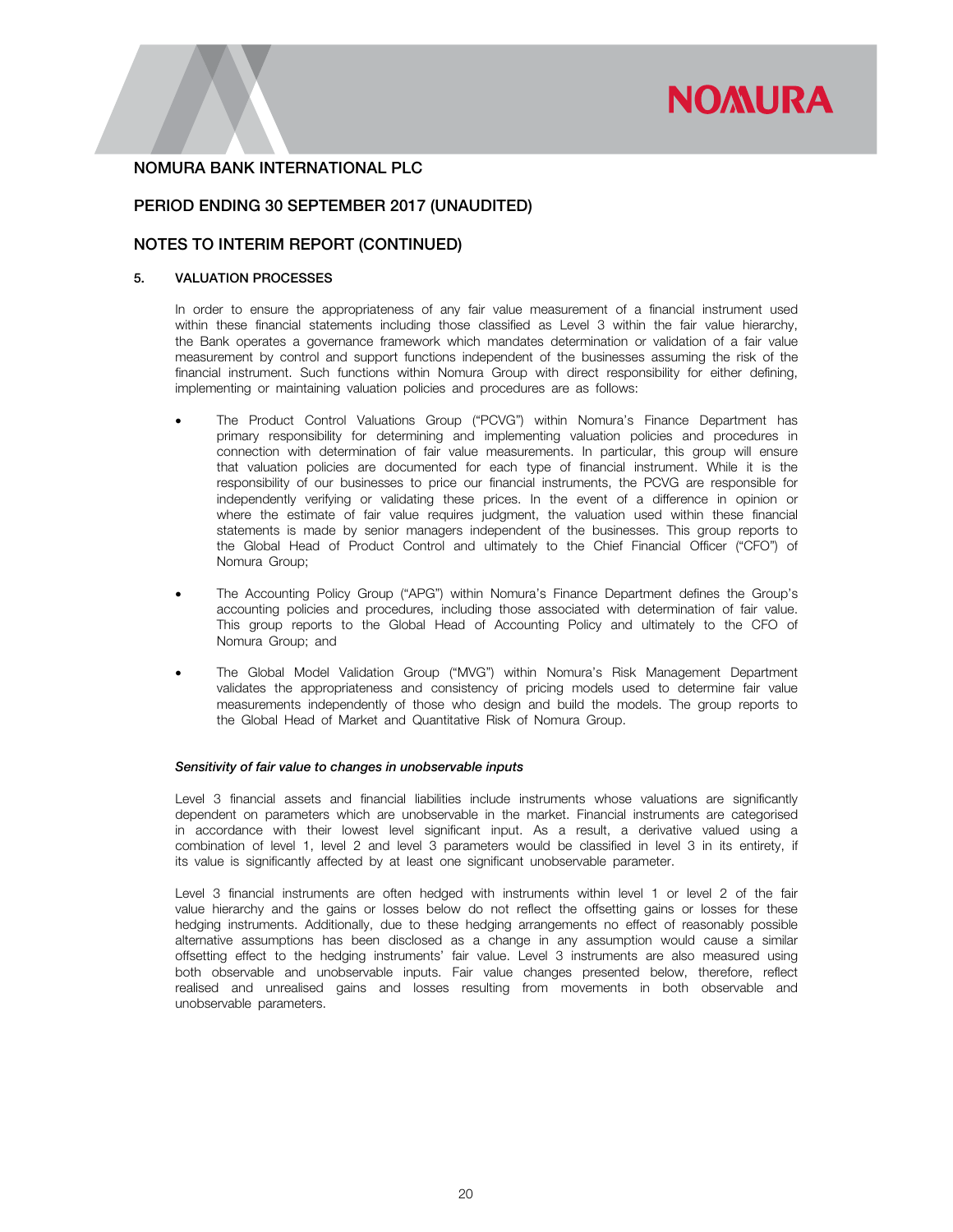## 5. VALUATION PROCESSES

In order to ensure the appropriateness of any fair value measurement of a financial instrument used within these financial statements including those classified as Level 3 within the fair value hierarchy, the Bank operates a governance framework which mandates determination or validation of a fair value measurement by control and support functions independent of the businesses assuming the risk of the financial instrument. Such functions within Nomura Group with direct responsibility for either defining, implementing or maintaining valuation policies and procedures are as follows:

- The Product Control Valuations Group ("PCVG") within Nomura's Finance Department has primary responsibility for determining and implementing valuation policies and procedures in connection with determination of fair value measurements. In particular, this group will ensure that valuation policies are documented for each type of financial instrument. While it is the responsibility of our businesses to price our financial instruments, the PCVG are responsible for independently verifying or validating these prices. In the event of a difference in opinion or where the estimate of fair value requires judgment, the valuation used within these financial statements is made by senior managers independent of the businesses. This group reports to the Global Head of Product Control and ultimately to the Chief Financial Officer ("CFO") of Nomura Group;

- The Accounting Policy Group ("APG") within Nomura's Finance Department defines the Group's accounting policies and procedures, including those associated with determination of fair value. This group reports to the Global Head of Accounting Policy and ultimately to the CFO of Nomura Group; and

- The Global Model Validation Group ("MVG") within Nomura's Risk Management Department validates the appropriateness and consistency of pricing models used to determine fair value measurements independently of those who design and build the models. The group reports to the Global Head of Market and Quantitative Risk of Nomura Group.

*Sensitivity of fair value to changes in unobservable inputs*

Level 3 financial assets and financial liabilities include instruments whose valuations are significantly dependent on parameters which are unobservable in the market. Financial instruments are categorised in accordance with their lowest level significant input. As a result, a derivative valued using a combination of level 1, level 2 and level 3 parameters would be classified in level 3 in its entirety, if its value is significantly affected by at least one significant unobservable parameter.

Level 3 financial instruments are often hedged with instruments within level 1 or level 2 of the fair value hierarchy and the gains or losses below do not reflect the offsetting gains or losses for these hedging instruments. Additionally, due to these hedging arrangements no effect of reasonably possible alternative assumptions has been disclosed as a change in any assumption would cause a similar offsetting effect to the hedging instruments' fair value. Level 3 instruments are also measured using both observable and unobservable inputs. Fair value changes presented below, therefore, reflect realised and unrealised gains and losses resulting from movements in both observable and unobservable parameters.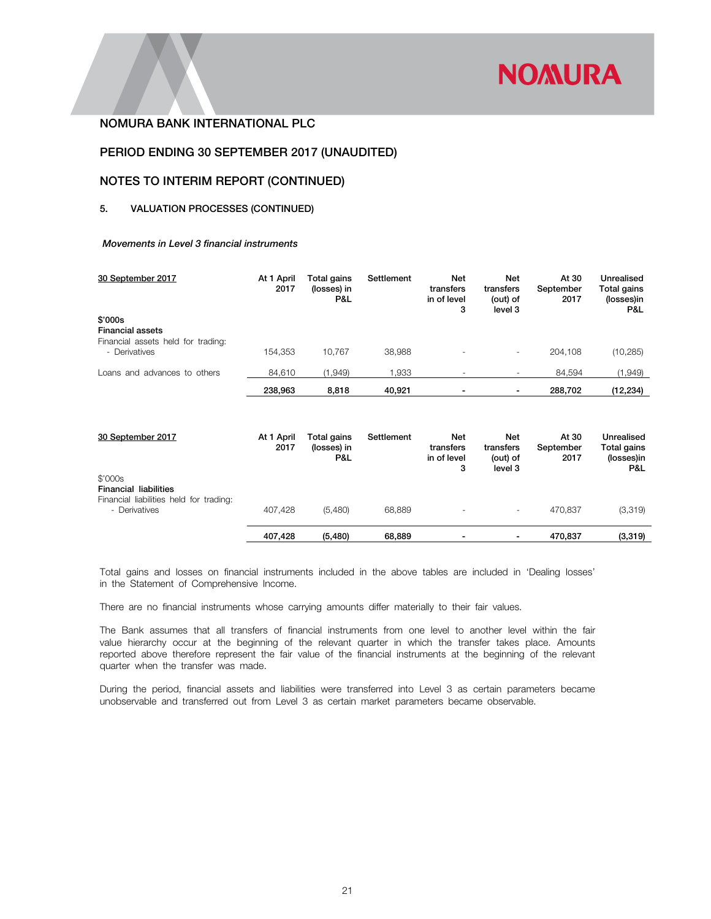NOMURA BANK INTERNATIONAL PLC

PERIOD ENDING 30 SEPTEMBER 2017 (UNAUDITED)

NOTES TO INTERIM REPORT (CONTINUED)

## 5. VALUATION PROCESSES (CONTINUED)

*Movements in Level 3 financial instruments*

| 30 September 2017 | At 1 April 2017 | Total gains (losses) in P&L | Settlement | Net transfers in of level 3 | Net transfers (out) of level 3 | At 30 September 2017 | Unrealised Total gains (losses)in P&L |
|---|---|---|---|---|---|---|---|
| **$'000s** | | | | | | | |
| **Financial assets** | | | | | | | |
| Financial assets held for trading: | | | | | | | |
| - Derivatives | 154,353 | 10,767 | 38,988 | - | - | 204,108 | (10,285) |
| Loans and advances to others | 84,610 | (1,949) | 1,933 | - | - | 84,594 | (1,949) |
| | **238,963** | **8,818** | **40,921** | **-** | **-** | **288,702** | **(12,234)** |

| 30 September 2017 | At 1 April 2017 | Total gains (losses) in P&L | Settlement | Net transfers in of level 3 | Net transfers (out) of level 3 | At 30 September 2017 | Unrealised Total gains (losses)in P&L |
|---|---|---|---|---|---|---|---|
| $'000s | | | | | | | |
| **Financial liabilities** | | | | | | | |
| Financial liabilities held for trading: | | | | | | | |
| - Derivatives | 407,428 | (5,480) | 68,889 | - | - | 470,837 | (3,319) |
| | **407,428** | **(5,480)** | **68,889** | **-** | **-** | **470,837** | **(3,319)** |

Total gains and losses on financial instruments included in the above tables are included in 'Dealing losses' in the Statement of Comprehensive Income.

There are no financial instruments whose carrying amounts differ materially to their fair values.

The Bank assumes that all transfers of financial instruments from one level to another level within the fair value hierarchy occur at the beginning of the relevant quarter in which the transfer takes place. Amounts reported above therefore represent the fair value of the financial instruments at the beginning of the relevant quarter when the transfer was made.

During the period, financial assets and liabilities were transferred into Level 3 as certain parameters became unobservable and transferred out from Level 3 as certain market parameters became observable.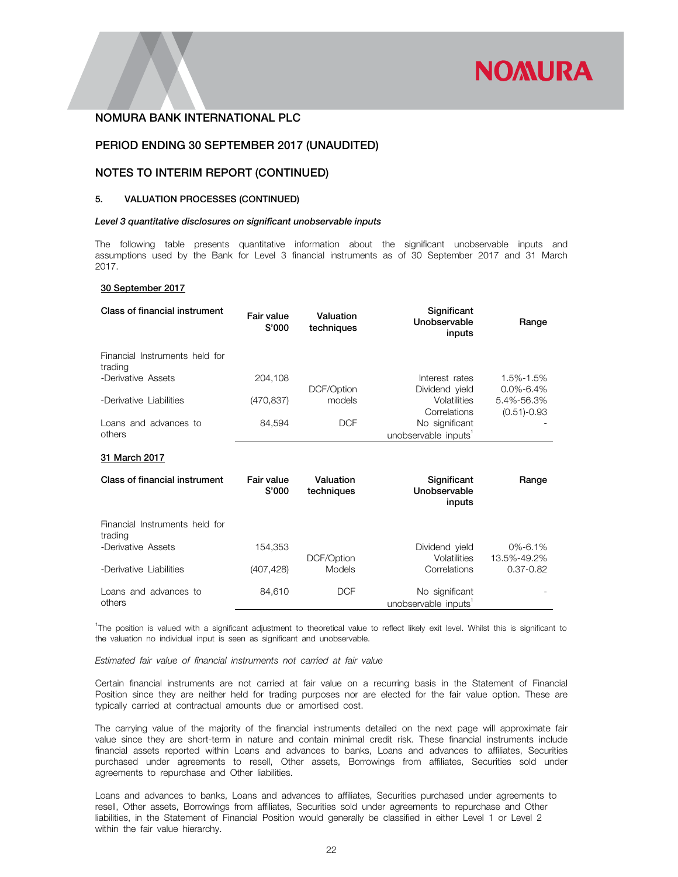NOMURA BANK INTERNATIONAL PLC

PERIOD ENDING 30 SEPTEMBER 2017 (UNAUDITED)

NOTES TO INTERIM REPORT (CONTINUED)

### 5. VALUATION PROCESSES (CONTINUED)

***Level 3 quantitative disclosures on significant unobservable inputs***

The following table presents quantitative information about the significant unobservable inputs and assumptions used by the Bank for Level 3 financial instruments as of 30 September 2017 and 31 March 2017.

**30 September 2017**

| Class of financial instrument | Fair value $'000 | Valuation techniques | Significant Unobservable inputs | Range |
|---|---|---|---|---|
| Financial Instruments held for trading | | | | |
| -Derivative Assets | 204,108 | DCF/Option models | Interest rates | 1.5%-1.5% |
| | | | Dividend yield | 0.0%-6.4% |
| -Derivative Liabilities | (470,837) | | Volatilities | 5.4%-56.3% |
| | | | Correlations | (0.51)-0.93 |
| Loans and advances to others | 84,594 | DCF | No significant unobservable inputs[1] | - |

**31 March 2017**

| Class of financial instrument | Fair value $'000 | Valuation techniques | Significant Unobservable inputs | Range |
|---|---|---|---|---|
| Financial Instruments held for trading | | | | |
| -Derivative Assets | 154,353 | DCF/Option Models | Dividend yield | 0%-6.1% |
| | | | Volatilities | 13.5%-49.2% |
| -Derivative Liabilities | (407,428) | | Correlations | 0.37-0.82 |
| Loans and advances to others | 84,610 | DCF | No significant unobservable inputs[1] | - |

[1]The position is valued with a significant adjustment to theoretical value to reflect likely exit level. Whilst this is significant to the valuation no individual input is seen as significant and unobservable.

*Estimated fair value of financial instruments not carried at fair value*

Certain financial instruments are not carried at fair value on a recurring basis in the Statement of Financial Position since they are neither held for trading purposes nor are elected for the fair value option. These are typically carried at contractual amounts due or amortised cost.

The carrying value of the majority of the financial instruments detailed on the next page will approximate fair value since they are short-term in nature and contain minimal credit risk. These financial instruments include financial assets reported within Loans and advances to banks, Loans and advances to affiliates, Securities purchased under agreements to resell, Other assets, Borrowings from affiliates, Securities sold under agreements to repurchase and Other liabilities.

Loans and advances to banks, Loans and advances to affiliates, Securities purchased under agreements to resell, Other assets, Borrowings from affiliates, Securities sold under agreements to repurchase and Other liabilities, in the Statement of Financial Position would generally be classified in either Level 1 or Level 2 within the fair value hierarchy.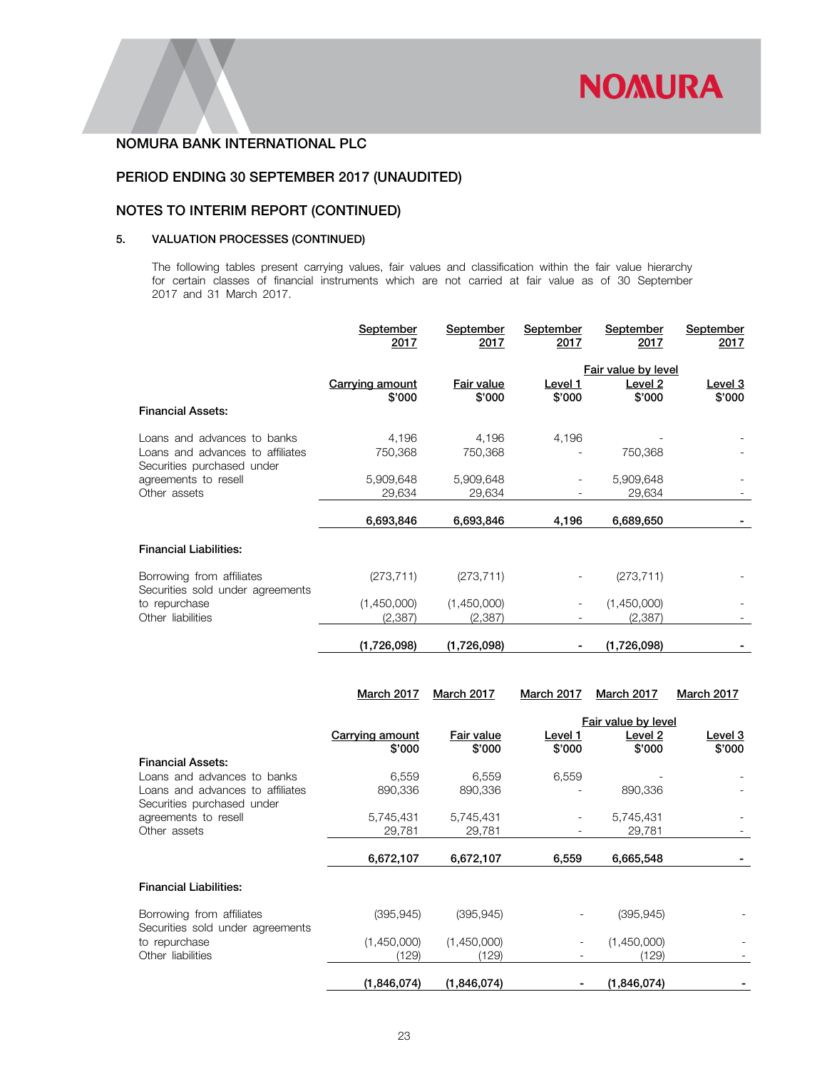# NOMURA BANK INTERNATIONAL PLC

## PERIOD ENDING 30 SEPTEMBER 2017 (UNAUDITED)

## NOTES TO INTERIM REPORT (CONTINUED)

### 5. VALUATION PROCESSES (CONTINUED)

The following tables present carrying values, fair values and classification within the fair value hierarchy for certain classes of financial instruments which are not carried at fair value as of 30 September 2017 and 31 March 2017.

| | September 2017 | September 2017 | September 2017 | September 2017 | September 2017 |
|---|---|---|---|---|---|
| | | | Fair value by level | | |
| | Carrying amount $'000 | Fair value $'000 | Level 1 $'000 | Level 2 $'000 | Level 3 $'000 |
| **Financial Assets:** | | | | | |
| Loans and advances to banks | 4,196 | 4,196 | 4,196 | - | - |
| Loans and advances to affiliates | 750,368 | 750,368 | - | 750,368 | - |
| Securities purchased under agreements to resell | 5,909,648 | 5,909,648 | - | 5,909,648 | - |
| Other assets | 29,634 | 29,634 | - | 29,634 | - |
| | **6,693,846** | **6,693,846** | **4,196** | **6,689,650** | **-** |
| **Financial Liabilities:** | | | | | |
| Borrowing from affiliates | (273,711) | (273,711) | - | (273,711) | - |
| Securities sold under agreements to repurchase | (1,450,000) | (1,450,000) | - | (1,450,000) | - |
| Other liabilities | (2,387) | (2,387) | - | (2,387) | - |
| | **(1,726,098)** | **(1,726,098)** | **-** | **(1,726,098)** | **-** |

| | March 2017 | March 2017 | March 2017 | March 2017 | March 2017 |
|---|---|---|---|---|---|
| | | | Fair value by level | | |
| | Carrying amount $'000 | Fair value $'000 | Level 1 $'000 | Level 2 $'000 | Level 3 $'000 |
| **Financial Assets:** | | | | | |
| Loans and advances to banks | 6,559 | 6,559 | 6,559 | - | - |
| Loans and advances to affiliates | 890,336 | 890,336 | - | 890,336 | - |
| Securities purchased under agreements to resell | 5,745,431 | 5,745,431 | - | 5,745,431 | - |
| Other assets | 29,781 | 29,781 | - | 29,781 | - |
| | **6,672,107** | **6,672,107** | **6,559** | **6,665,548** | **-** |
| **Financial Liabilities:** | | | | | |
| Borrowing from affiliates | (395,945) | (395,945) | - | (395,945) | - |
| Securities sold under agreements to repurchase | (1,450,000) | (1,450,000) | - | (1,450,000) | - |
| Other liabilities | (129) | (129) | - | (129) | - |
| | **(1,846,074)** | **(1,846,074)** | **-** | **(1,846,074)** | **-** |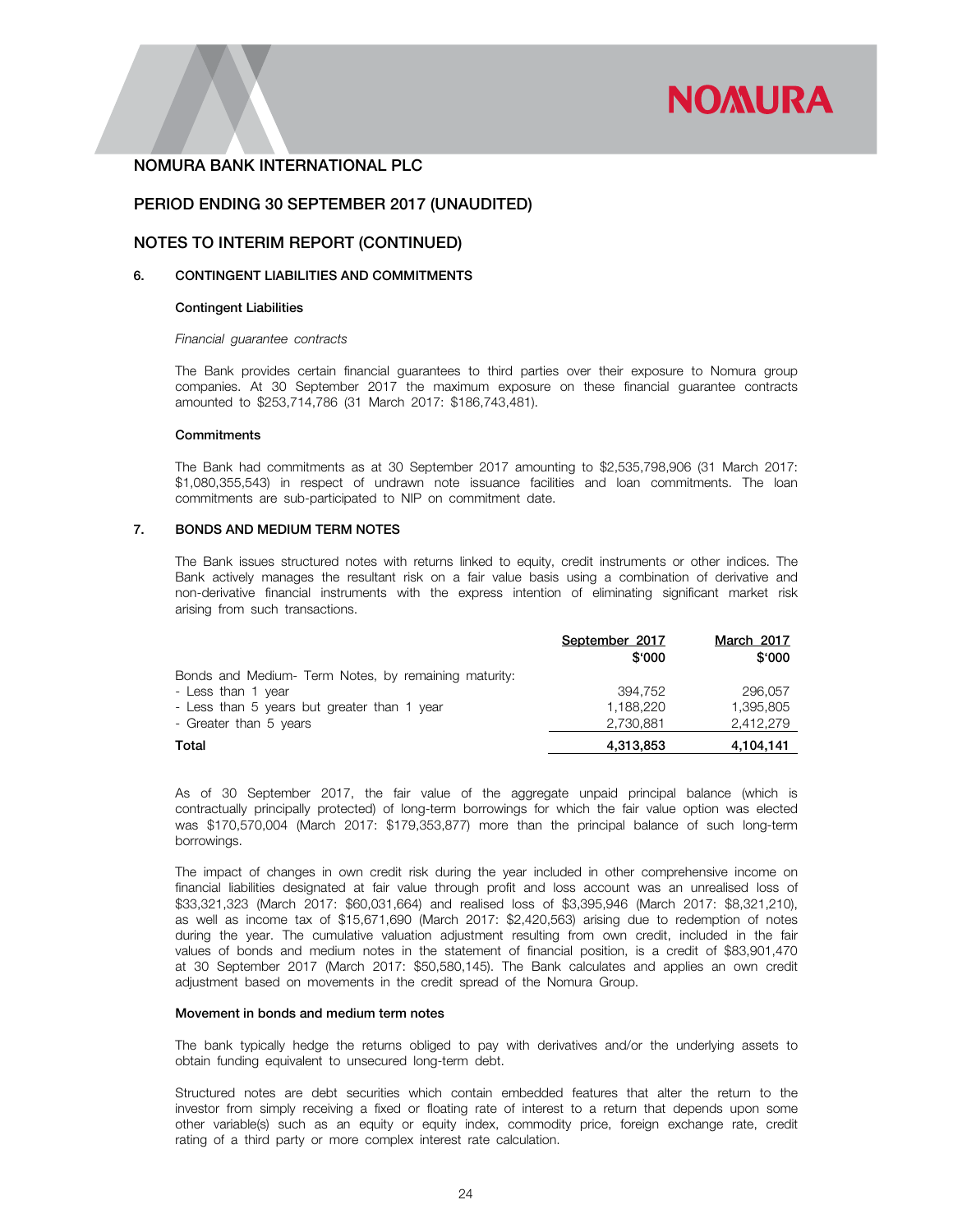# NOMURA BANK INTERNATIONAL PLC

## PERIOD ENDING 30 SEPTEMBER 2017 (UNAUDITED)

## NOTES TO INTERIM REPORT (CONTINUED)

### 6. CONTINGENT LIABILITIES AND COMMITMENTS

**Contingent Liabilities**

*Financial guarantee contracts*

The Bank provides certain financial guarantees to third parties over their exposure to Nomura group companies. At 30 September 2017 the maximum exposure on these financial guarantee contracts amounted to $253,714,786 (31 March 2017: $186,743,481).

**Commitments**

The Bank had commitments as at 30 September 2017 amounting to $2,535,798,906 (31 March 2017: $1,080,355,543) in respect of undrawn note issuance facilities and loan commitments. The loan commitments are sub-participated to NIP on commitment date.

### 7. BONDS AND MEDIUM TERM NOTES

The Bank issues structured notes with returns linked to equity, credit instruments or other indices. The Bank actively manages the resultant risk on a fair value basis using a combination of derivative and non-derivative financial instruments with the express intention of eliminating significant market risk arising from such transactions.

| | September 2017<br>$'000 | March 2017<br>$'000 |
|---|---|---|
| Bonds and Medium- Term Notes, by remaining maturity: | | |
| - Less than 1 year | 394,752 | 296,057 |
| - Less than 5 years but greater than 1 year | 1,188,220 | 1,395,805 |
| - Greater than 5 years | 2,730,881 | 2,412,279 |
| **Total** | **4,313,853** | **4,104,141** |

As of 30 September 2017, the fair value of the aggregate unpaid principal balance (which is contractually principally protected) of long-term borrowings for which the fair value option was elected was $170,570,004 (March 2017: $179,353,877) more than the principal balance of such long-term borrowings.

The impact of changes in own credit risk during the year included in other comprehensive income on financial liabilities designated at fair value through profit and loss account was an unrealised loss of $33,321,323 (March 2017: $60,031,664) and realised loss of $3,395,946 (March 2017: $8,321,210), as well as income tax of $15,671,690 (March 2017: $2,420,563) arising due to redemption of notes during the year. The cumulative valuation adjustment resulting from own credit, included in the fair values of bonds and medium notes in the statement of financial position, is a credit of $83,901,470 at 30 September 2017 (March 2017: $50,580,145). The Bank calculates and applies an own credit adjustment based on movements in the credit spread of the Nomura Group.

**Movement in bonds and medium term notes**

The bank typically hedge the returns obliged to pay with derivatives and/or the underlying assets to obtain funding equivalent to unsecured long-term debt.

Structured notes are debt securities which contain embedded features that alter the return to the investor from simply receiving a fixed or floating rate of interest to a return that depends upon some other variable(s) such as an equity or equity index, commodity price, foreign exchange rate, credit rating of a third party or more complex interest rate calculation.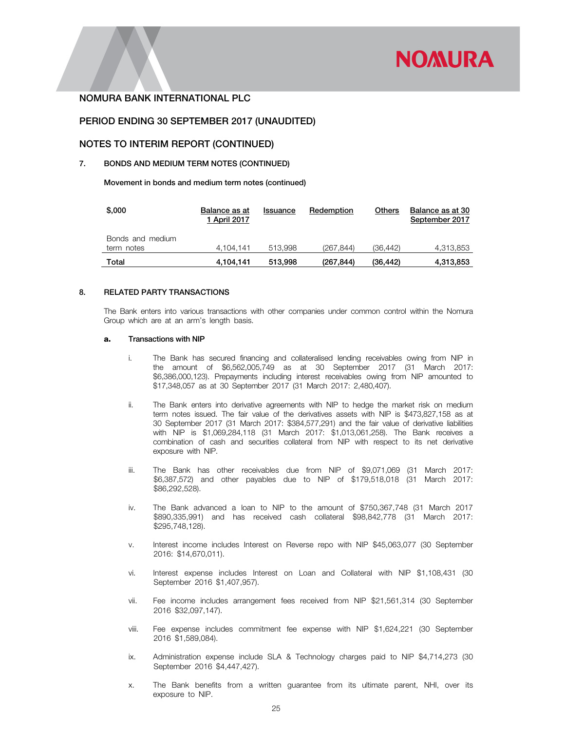# NOMURA BANK INTERNATIONAL PLC

## PERIOD ENDING 30 SEPTEMBER 2017 (UNAUDITED)

## NOTES TO INTERIM REPORT (CONTINUED)

### 7. BONDS AND MEDIUM TERM NOTES (CONTINUED)

**Movement in bonds and medium term notes (continued)**

| $,000 | Balance as at 1 April 2017 | Issuance | Redemption | Others | Balance as at 30 September 2017 |
|---|---|---|---|---|---|
| Bonds and medium term notes | 4,104,141 | 513,998 | (267,844) | (36,442) | 4,313,853 |
| **Total** | **4,104,141** | **513,998** | **(267,844)** | **(36,442)** | **4,313,853** |

### 8. RELATED PARTY TRANSACTIONS

The Bank enters into various transactions with other companies under common control within the Nomura Group which are at an arm's length basis.

**a. Transactions with NIP**

i. The Bank has secured financing and collateralised lending receivables owing from NIP in the amount of $6,562,005,749 as at 30 September 2017 (31 March 2017: $6,386,000,123). Prepayments including interest receivables owing from NIP amounted to $17,348,057 as at 30 September 2017 (31 March 2017: 2,480,407).

ii. The Bank enters into derivative agreements with NIP to hedge the market risk on medium term notes issued. The fair value of the derivatives assets with NIP is $473,827,158 as at 30 September 2017 (31 March 2017: $384,577,291) and the fair value of derivative liabilities with NIP is $1,069,284,118 (31 March 2017: $1,013,061,258). The Bank receives a combination of cash and securities collateral from NIP with respect to its net derivative exposure with NIP.

iii. The Bank has other receivables due from NIP of $9,071,069 (31 March 2017: $6,387,572) and other payables due to NIP of $179,518,018 (31 March 2017: $86,292,528).

iv. The Bank advanced a loan to NIP to the amount of $750,367,748 (31 March 2017 $890,335,991) and has received cash collateral $98,842,778 (31 March 2017: $295,748,128).

v. Interest income includes Interest on Reverse repo with NIP $45,063,077 (30 September 2016: $14,670,011).

vi. Interest expense includes Interest on Loan and Collateral with NIP $1,108,431 (30 September 2016 $1,407,957).

vii. Fee income includes arrangement fees received from NIP $21,561,314 (30 September 2016 $32,097,147).

viii. Fee expense includes commitment fee expense with NIP $1,624,221 (30 September 2016 $1,589,084).

ix. Administration expense include SLA & Technology charges paid to NIP $4,714,273 (30 September 2016 $4,447,427).

x. The Bank benefits from a written guarantee from its ultimate parent, NHI, over its exposure to NIP.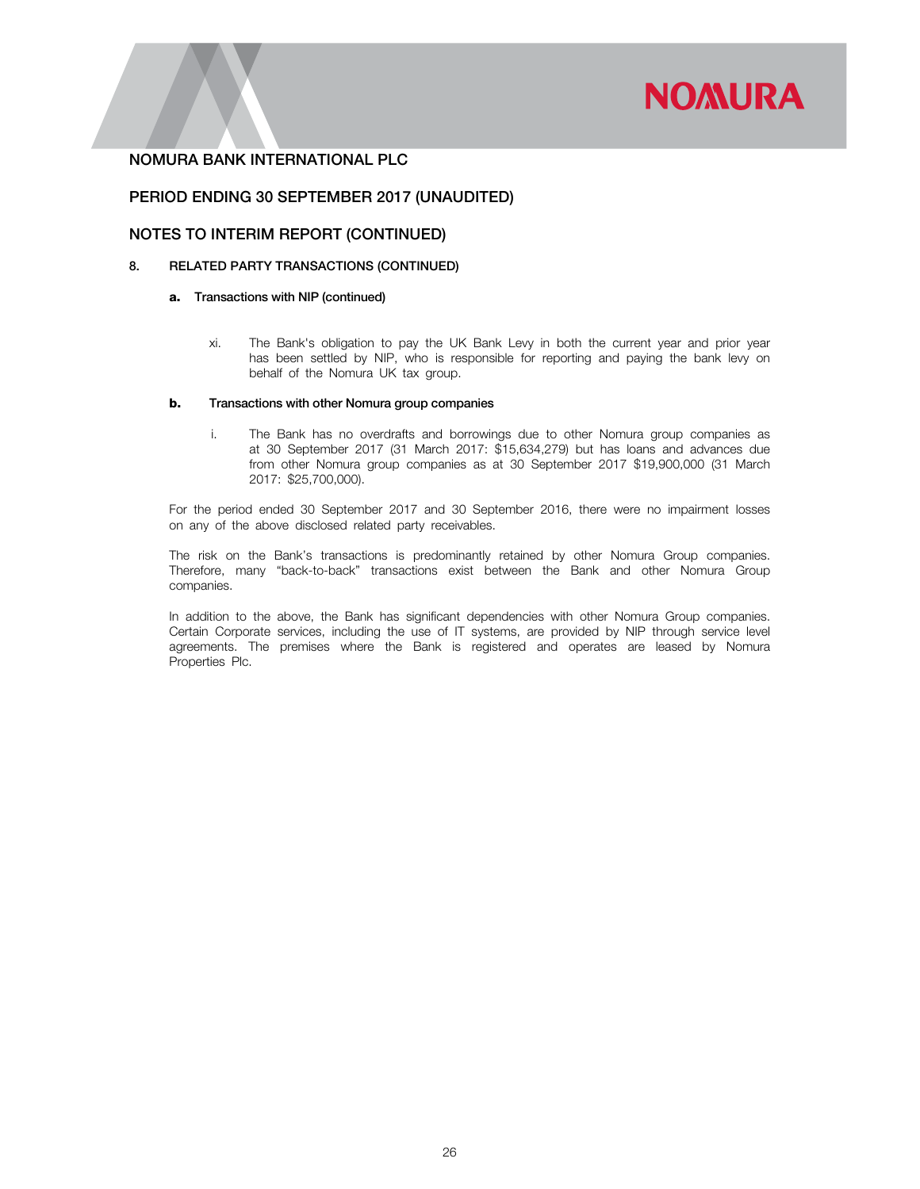# NOMURA BANK INTERNATIONAL PLC

## PERIOD ENDING 30 SEPTEMBER 2017 (UNAUDITED)

## NOTES TO INTERIM REPORT (CONTINUED)

### 8. RELATED PARTY TRANSACTIONS (CONTINUED)

#### a. Transactions with NIP (continued)

xi. The Bank's obligation to pay the UK Bank Levy in both the current year and prior year has been settled by NIP, who is responsible for reporting and paying the bank levy on behalf of the Nomura UK tax group.

#### b. Transactions with other Nomura group companies

i. The Bank has no overdrafts and borrowings due to other Nomura group companies as at 30 September 2017 (31 March 2017: $15,634,279) but has loans and advances due from other Nomura group companies as at 30 September 2017 $19,900,000 (31 March 2017: $25,700,000).

For the period ended 30 September 2017 and 30 September 2016, there were no impairment losses on any of the above disclosed related party receivables.

The risk on the Bank's transactions is predominantly retained by other Nomura Group companies. Therefore, many "back-to-back" transactions exist between the Bank and other Nomura Group companies.

In addition to the above, the Bank has significant dependencies with other Nomura Group companies. Certain Corporate services, including the use of IT systems, are provided by NIP through service level agreements. The premises where the Bank is registered and operates are leased by Nomura Properties Plc.